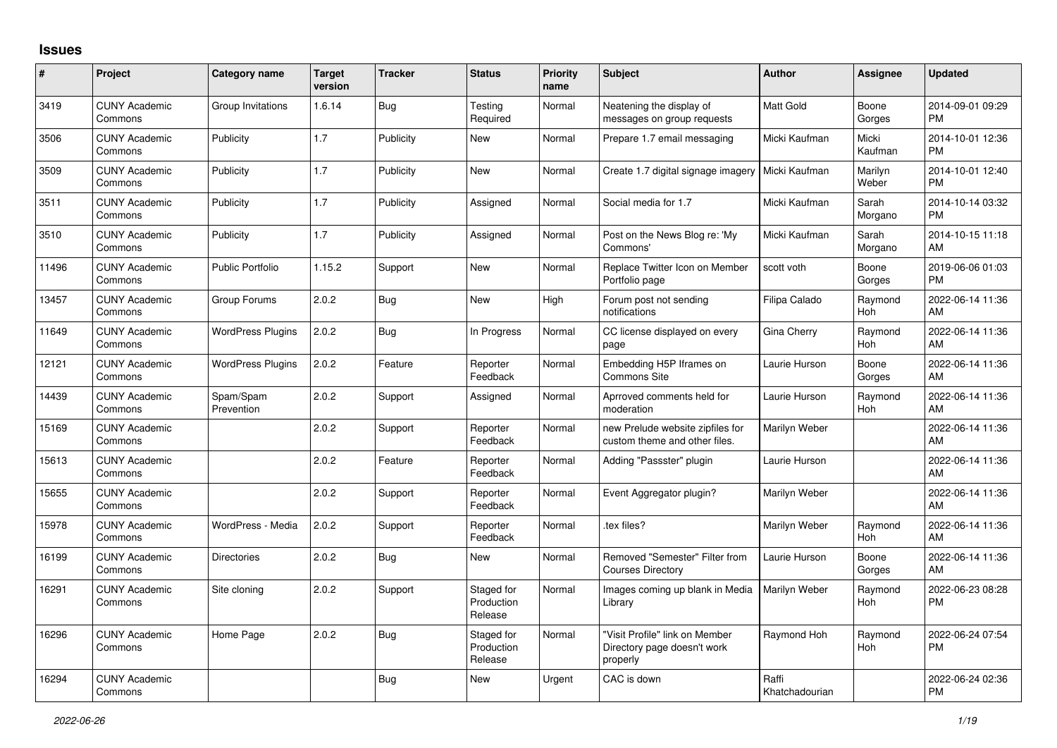# Issues

| # | Project | Category name | Target version | Tracker | Status | Priority name | Subject | Author | Assignee | Updated |
|---|---|---|---|---|---|---|---|---|---|---|
| 3419 | CUNY Academic Commons | Group Invitations | 1.6.14 | Bug | Testing Required | Normal | Neatening the display of messages on group requests | Matt Gold | Boone Gorges | 2014-09-01 09:29 PM |
| 3506 | CUNY Academic Commons | Publicity | 1.7 | Publicity | New | Normal | Prepare 1.7 email messaging | Micki Kaufman | Micki Kaufman | 2014-10-01 12:36 PM |
| 3509 | CUNY Academic Commons | Publicity | 1.7 | Publicity | New | Normal | Create 1.7 digital signage imagery | Micki Kaufman | Marilyn Weber | 2014-10-01 12:40 PM |
| 3511 | CUNY Academic Commons | Publicity | 1.7 | Publicity | Assigned | Normal | Social media for 1.7 | Micki Kaufman | Sarah Morgano | 2014-10-14 03:32 PM |
| 3510 | CUNY Academic Commons | Publicity | 1.7 | Publicity | Assigned | Normal | Post on the News Blog re: 'My Commons' | Micki Kaufman | Sarah Morgano | 2014-10-15 11:18 AM |
| 11496 | CUNY Academic Commons | Public Portfolio | 1.15.2 | Support | New | Normal | Replace Twitter Icon on Member Portfolio page | scott voth | Boone Gorges | 2019-06-06 01:03 PM |
| 13457 | CUNY Academic Commons | Group Forums | 2.0.2 | Bug | New | High | Forum post not sending notifications | Filipa Calado | Raymond Hoh | 2022-06-14 11:36 AM |
| 11649 | CUNY Academic Commons | WordPress Plugins | 2.0.2 | Bug | In Progress | Normal | CC license displayed on every page | Gina Cherry | Raymond Hoh | 2022-06-14 11:36 AM |
| 12121 | CUNY Academic Commons | WordPress Plugins | 2.0.2 | Feature | Reporter Feedback | Normal | Embedding H5P Iframes on Commons Site | Laurie Hurson | Boone Gorges | 2022-06-14 11:36 AM |
| 14439 | CUNY Academic Commons | Spam/Spam Prevention | 2.0.2 | Support | Assigned | Normal | Aprroved comments held for moderation | Laurie Hurson | Raymond Hoh | 2022-06-14 11:36 AM |
| 15169 | CUNY Academic Commons | | 2.0.2 | Support | Reporter Feedback | Normal | new Prelude website zipfiles for custom theme and other files. | Marilyn Weber | | 2022-06-14 11:36 AM |
| 15613 | CUNY Academic Commons | | 2.0.2 | Feature | Reporter Feedback | Normal | Adding "Passster" plugin | Laurie Hurson | | 2022-06-14 11:36 AM |
| 15655 | CUNY Academic Commons | | 2.0.2 | Support | Reporter Feedback | Normal | Event Aggregator plugin? | Marilyn Weber | | 2022-06-14 11:36 AM |
| 15978 | CUNY Academic Commons | WordPress - Media | 2.0.2 | Support | Reporter Feedback | Normal | .tex files? | Marilyn Weber | Raymond Hoh | 2022-06-14 11:36 AM |
| 16199 | CUNY Academic Commons | Directories | 2.0.2 | Bug | New | Normal | Removed "Semester" Filter from Courses Directory | Laurie Hurson | Boone Gorges | 2022-06-14 11:36 AM |
| 16291 | CUNY Academic Commons | Site cloning | 2.0.2 | Support | Staged for Production Release | Normal | Images coming up blank in Media Library | Marilyn Weber | Raymond Hoh | 2022-06-23 08:28 PM |
| 16296 | CUNY Academic Commons | Home Page | 2.0.2 | Bug | Staged for Production Release | Normal | "Visit Profile" link on Member Directory page doesn't work properly | Raymond Hoh | Raymond Hoh | 2022-06-24 07:54 PM |
| 16294 | CUNY Academic Commons | | | Bug | New | Urgent | CAC is down | Raffi Khatchadourian | | 2022-06-24 02:36 PM |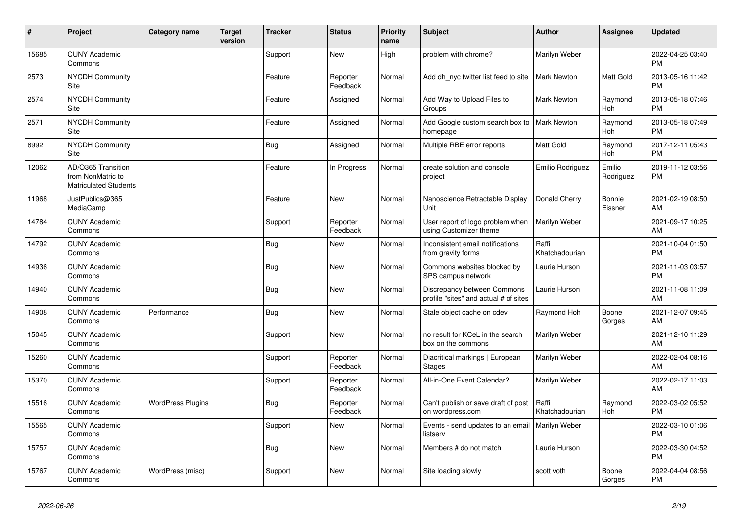| # | Project | Category name | Target version | Tracker | Status | Priority name | Subject | Author | Assignee | Updated |
|---|---|---|---|---|---|---|---|---|---|---|
| 15685 | CUNY Academic Commons | | | Support | New | High | problem with chrome? | Marilyn Weber | | 2022-04-25 03:40 PM |
| 2573 | NYCDH Community Site | | | Feature | Reporter Feedback | Normal | Add dh_nyc twitter list feed to site | Mark Newton | Matt Gold | 2013-05-16 11:42 PM |
| 2574 | NYCDH Community Site | | | Feature | Assigned | Normal | Add Way to Upload Files to Groups | Mark Newton | Raymond Hoh | 2013-05-18 07:46 PM |
| 2571 | NYCDH Community Site | | | Feature | Assigned | Normal | Add Google custom search box to homepage | Mark Newton | Raymond Hoh | 2013-05-18 07:49 PM |
| 8992 | NYCDH Community Site | | | Bug | Assigned | Normal | Multiple RBE error reports | Matt Gold | Raymond Hoh | 2017-12-11 05:43 PM |
| 12062 | AD/O365 Transition from NonMatric to Matriculated Students | | | Feature | In Progress | Normal | create solution and console project | Emilio Rodriguez | Emilio Rodriguez | 2019-11-12 03:56 PM |
| 11968 | JustPublics@365 MediaCamp | | | Feature | New | Normal | Nanoscience Retractable Display Unit | Donald Cherry | Bonnie Eissner | 2021-02-19 08:50 AM |
| 14784 | CUNY Academic Commons | | | Support | Reporter Feedback | Normal | User report of logo problem when using Customizer theme | Marilyn Weber | | 2021-09-17 10:25 AM |
| 14792 | CUNY Academic Commons | | | Bug | New | Normal | Inconsistent email notifications from gravity forms | Raffi Khatchadourian | | 2021-10-04 01:50 PM |
| 14936 | CUNY Academic Commons | | | Bug | New | Normal | Commons websites blocked by SPS campus network | Laurie Hurson | | 2021-11-03 03:57 PM |
| 14940 | CUNY Academic Commons | | | Bug | New | Normal | Discrepancy between Commons profile "sites" and actual # of sites | Laurie Hurson | | 2021-11-08 11:09 AM |
| 14908 | CUNY Academic Commons | Performance | | Bug | New | Normal | Stale object cache on cdev | Raymond Hoh | Boone Gorges | 2021-12-07 09:45 AM |
| 15045 | CUNY Academic Commons | | | Support | New | Normal | no result for KCeL in the search box on the commons | Marilyn Weber | | 2021-12-10 11:29 AM |
| 15260 | CUNY Academic Commons | | | Support | Reporter Feedback | Normal | Diacritical markings \| European Stages | Marilyn Weber | | 2022-02-04 08:16 AM |
| 15370 | CUNY Academic Commons | | | Support | Reporter Feedback | Normal | All-in-One Event Calendar? | Marilyn Weber | | 2022-02-17 11:03 AM |
| 15516 | CUNY Academic Commons | WordPress Plugins | | Bug | Reporter Feedback | Normal | Can't publish or save draft of post on wordpress.com | Raffi Khatchadourian | Raymond Hoh | 2022-03-02 05:52 PM |
| 15565 | CUNY Academic Commons | | | Support | New | Normal | Events - send updates to an email listserv | Marilyn Weber | | 2022-03-10 01:06 PM |
| 15757 | CUNY Academic Commons | | | Bug | New | Normal | Members # do not match | Laurie Hurson | | 2022-03-30 04:52 PM |
| 15767 | CUNY Academic Commons | WordPress (misc) | | Support | New | Normal | Site loading slowly | scott voth | Boone Gorges | 2022-04-04 08:56 PM |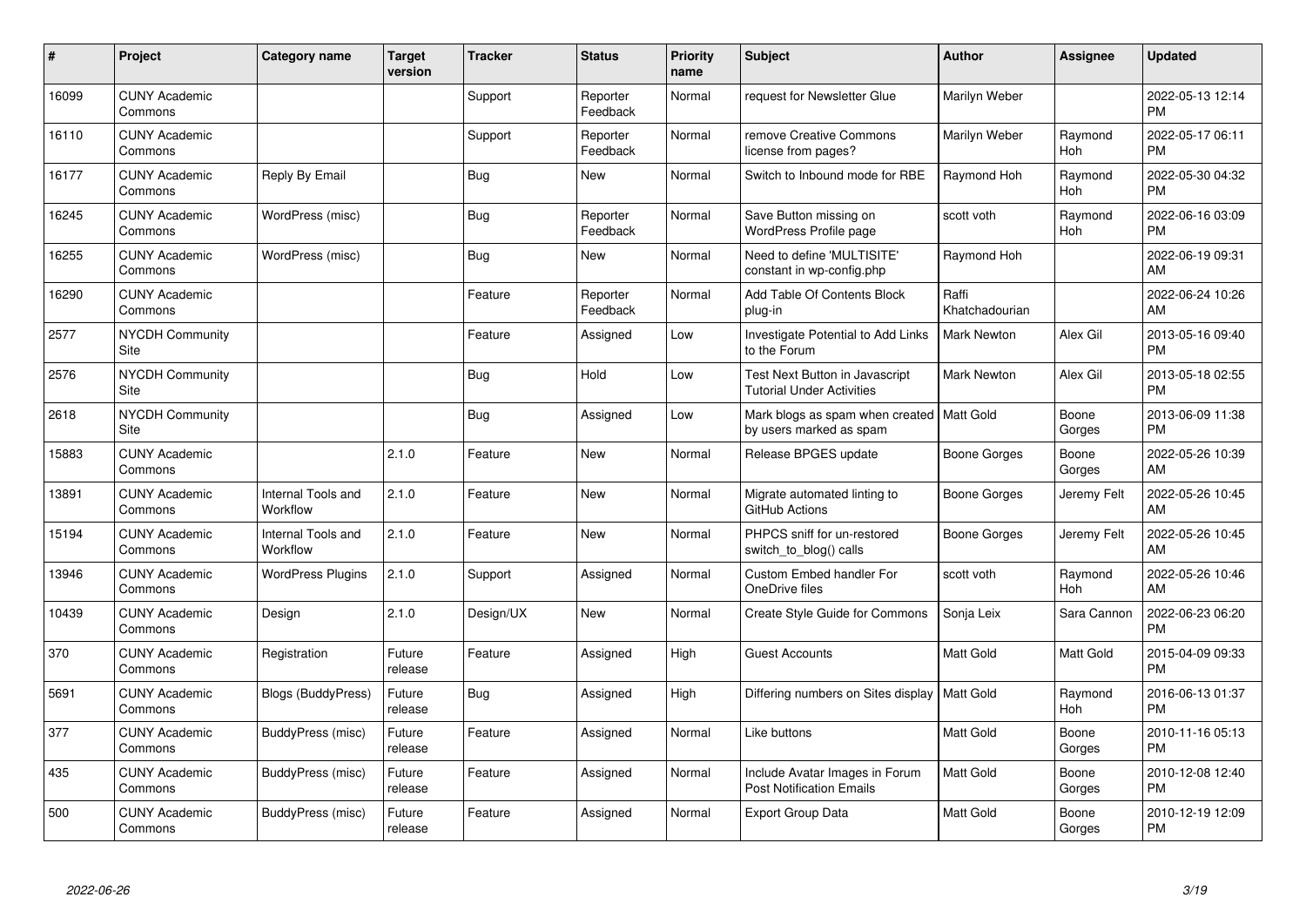| # | Project | Category name | Target version | Tracker | Status | Priority name | Subject | Author | Assignee | Updated |
|---|---|---|---|---|---|---|---|---|---|---|
| 16099 | CUNY Academic Commons | | | Support | Reporter Feedback | Normal | request for Newsletter Glue | Marilyn Weber | | 2022-05-13 12:14 PM |
| 16110 | CUNY Academic Commons | | | Support | Reporter Feedback | Normal | remove Creative Commons license from pages? | Marilyn Weber | Raymond Hoh | 2022-05-17 06:11 PM |
| 16177 | CUNY Academic Commons | Reply By Email | | Bug | New | Normal | Switch to Inbound mode for RBE | Raymond Hoh | Raymond Hoh | 2022-05-30 04:32 PM |
| 16245 | CUNY Academic Commons | WordPress (misc) | | Bug | Reporter Feedback | Normal | Save Button missing on WordPress Profile page | scott voth | Raymond Hoh | 2022-06-16 03:09 PM |
| 16255 | CUNY Academic Commons | WordPress (misc) | | Bug | New | Normal | Need to define 'MULTISITE' constant in wp-config.php | Raymond Hoh | | 2022-06-19 09:31 AM |
| 16290 | CUNY Academic Commons | | | Feature | Reporter Feedback | Normal | Add Table Of Contents Block plug-in | Raffi Khatchadourian | | 2022-06-24 10:26 AM |
| 2577 | NYCDH Community Site | | | Feature | Assigned | Low | Investigate Potential to Add Links to the Forum | Mark Newton | Alex Gil | 2013-05-16 09:40 PM |
| 2576 | NYCDH Community Site | | | Bug | Hold | Low | Test Next Button in Javascript Tutorial Under Activities | Mark Newton | Alex Gil | 2013-05-18 02:55 PM |
| 2618 | NYCDH Community Site | | | Bug | Assigned | Low | Mark blogs as spam when created by users marked as spam | Matt Gold | Boone Gorges | 2013-06-09 11:38 PM |
| 15883 | CUNY Academic Commons | | 2.1.0 | Feature | New | Normal | Release BPGES update | Boone Gorges | Boone Gorges | 2022-05-26 10:39 AM |
| 13891 | CUNY Academic Commons | Internal Tools and Workflow | 2.1.0 | Feature | New | Normal | Migrate automated linting to GitHub Actions | Boone Gorges | Jeremy Felt | 2022-05-26 10:45 AM |
| 15194 | CUNY Academic Commons | Internal Tools and Workflow | 2.1.0 | Feature | New | Normal | PHPCS sniff for un-restored switch_to_blog() calls | Boone Gorges | Jeremy Felt | 2022-05-26 10:45 AM |
| 13946 | CUNY Academic Commons | WordPress Plugins | 2.1.0 | Support | Assigned | Normal | Custom Embed handler For OneDrive files | scott voth | Raymond Hoh | 2022-05-26 10:46 AM |
| 10439 | CUNY Academic Commons | Design | 2.1.0 | Design/UX | New | Normal | Create Style Guide for Commons | Sonja Leix | Sara Cannon | 2022-06-23 06:20 PM |
| 370 | CUNY Academic Commons | Registration | Future release | Feature | Assigned | High | Guest Accounts | Matt Gold | Matt Gold | 2015-04-09 09:33 PM |
| 5691 | CUNY Academic Commons | Blogs (BuddyPress) | Future release | Bug | Assigned | High | Differing numbers on Sites display | Matt Gold | Raymond Hoh | 2016-06-13 01:37 PM |
| 377 | CUNY Academic Commons | BuddyPress (misc) | Future release | Feature | Assigned | Normal | Like buttons | Matt Gold | Boone Gorges | 2010-11-16 05:13 PM |
| 435 | CUNY Academic Commons | BuddyPress (misc) | Future release | Feature | Assigned | Normal | Include Avatar Images in Forum Post Notification Emails | Matt Gold | Boone Gorges | 2010-12-08 12:40 PM |
| 500 | CUNY Academic Commons | BuddyPress (misc) | Future release | Feature | Assigned | Normal | Export Group Data | Matt Gold | Boone Gorges | 2010-12-19 12:09 PM |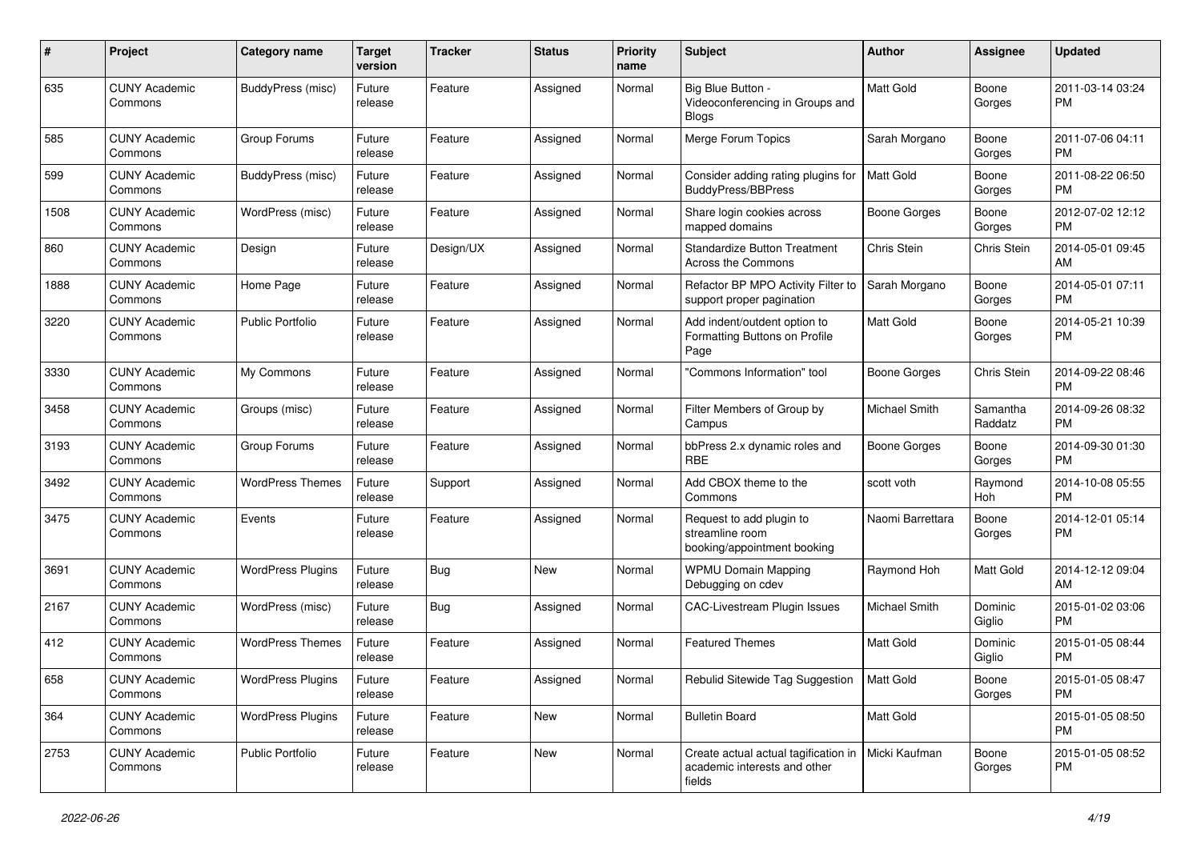| # | Project | Category name | Target version | Tracker | Status | Priority name | Subject | Author | Assignee | Updated |
|---|---|---|---|---|---|---|---|---|---|---|
| 635 | CUNY Academic Commons | BuddyPress (misc) | Future release | Feature | Assigned | Normal | Big Blue Button - Videoconferencing in Groups and Blogs | Matt Gold | Boone Gorges | 2011-03-14 03:24 PM |
| 585 | CUNY Academic Commons | Group Forums | Future release | Feature | Assigned | Normal | Merge Forum Topics | Sarah Morgano | Boone Gorges | 2011-07-06 04:11 PM |
| 599 | CUNY Academic Commons | BuddyPress (misc) | Future release | Feature | Assigned | Normal | Consider adding rating plugins for BuddyPress/BBPress | Matt Gold | Boone Gorges | 2011-08-22 06:50 PM |
| 1508 | CUNY Academic Commons | WordPress (misc) | Future release | Feature | Assigned | Normal | Share login cookies across mapped domains | Boone Gorges | Boone Gorges | 2012-07-02 12:12 PM |
| 860 | CUNY Academic Commons | Design | Future release | Design/UX | Assigned | Normal | Standardize Button Treatment Across the Commons | Chris Stein | Chris Stein | 2014-05-01 09:45 AM |
| 1888 | CUNY Academic Commons | Home Page | Future release | Feature | Assigned | Normal | Refactor BP MPO Activity Filter to support proper pagination | Sarah Morgano | Boone Gorges | 2014-05-01 07:11 PM |
| 3220 | CUNY Academic Commons | Public Portfolio | Future release | Feature | Assigned | Normal | Add indent/outdent option to Formatting Buttons on Profile Page | Matt Gold | Boone Gorges | 2014-05-21 10:39 PM |
| 3330 | CUNY Academic Commons | My Commons | Future release | Feature | Assigned | Normal | "Commons Information" tool | Boone Gorges | Chris Stein | 2014-09-22 08:46 PM |
| 3458 | CUNY Academic Commons | Groups (misc) | Future release | Feature | Assigned | Normal | Filter Members of Group by Campus | Michael Smith | Samantha Raddatz | 2014-09-26 08:32 PM |
| 3193 | CUNY Academic Commons | Group Forums | Future release | Feature | Assigned | Normal | bbPress 2.x dynamic roles and RBE | Boone Gorges | Boone Gorges | 2014-09-30 01:30 PM |
| 3492 | CUNY Academic Commons | WordPress Themes | Future release | Support | Assigned | Normal | Add CBOX theme to the Commons | scott voth | Raymond Hoh | 2014-10-08 05:55 PM |
| 3475 | CUNY Academic Commons | Events | Future release | Feature | Assigned | Normal | Request to add plugin to streamline room booking/appointment booking | Naomi Barrettara | Boone Gorges | 2014-12-01 05:14 PM |
| 3691 | CUNY Academic Commons | WordPress Plugins | Future release | Bug | New | Normal | WPMU Domain Mapping Debugging on cdev | Raymond Hoh | Matt Gold | 2014-12-12 09:04 AM |
| 2167 | CUNY Academic Commons | WordPress (misc) | Future release | Bug | Assigned | Normal | CAC-Livestream Plugin Issues | Michael Smith | Dominic Giglio | 2015-01-02 03:06 PM |
| 412 | CUNY Academic Commons | WordPress Themes | Future release | Feature | Assigned | Normal | Featured Themes | Matt Gold | Dominic Giglio | 2015-01-05 08:44 PM |
| 658 | CUNY Academic Commons | WordPress Plugins | Future release | Feature | Assigned | Normal | Rebulid Sitewide Tag Suggestion | Matt Gold | Boone Gorges | 2015-01-05 08:47 PM |
| 364 | CUNY Academic Commons | WordPress Plugins | Future release | Feature | New | Normal | Bulletin Board | Matt Gold | | 2015-01-05 08:50 PM |
| 2753 | CUNY Academic Commons | Public Portfolio | Future release | Feature | New | Normal | Create actual actual tagification in academic interests and other fields | Micki Kaufman | Boone Gorges | 2015-01-05 08:52 PM |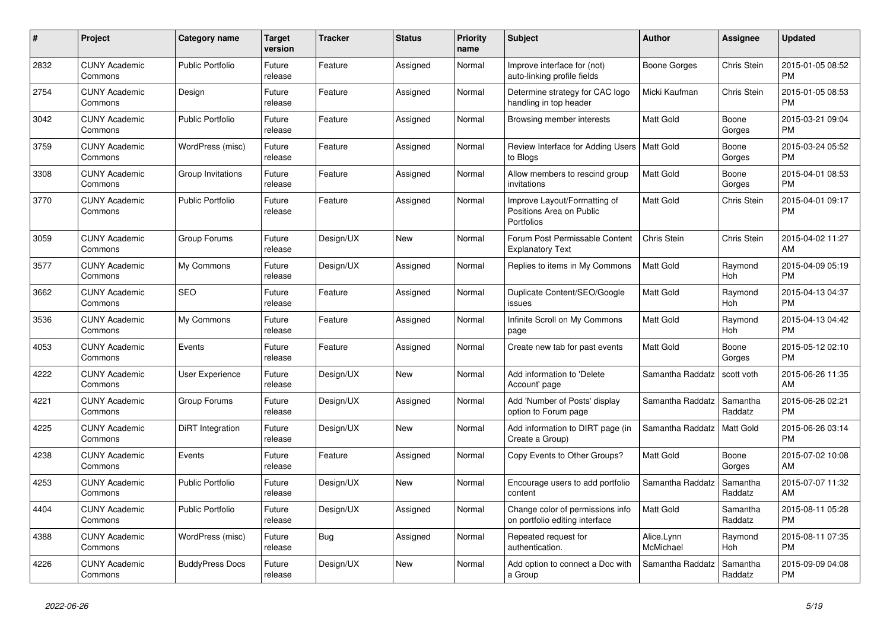| # | Project | Category name | Target version | Tracker | Status | Priority name | Subject | Author | Assignee | Updated |
|---|---|---|---|---|---|---|---|---|---|---|
| 2832 | CUNY Academic Commons | Public Portfolio | Future release | Feature | Assigned | Normal | Improve interface for (not) auto-linking profile fields | Boone Gorges | Chris Stein | 2015-01-05 08:52 PM |
| 2754 | CUNY Academic Commons | Design | Future release | Feature | Assigned | Normal | Determine strategy for CAC logo handling in top header | Micki Kaufman | Chris Stein | 2015-01-05 08:53 PM |
| 3042 | CUNY Academic Commons | Public Portfolio | Future release | Feature | Assigned | Normal | Browsing member interests | Matt Gold | Boone Gorges | 2015-03-21 09:04 PM |
| 3759 | CUNY Academic Commons | WordPress (misc) | Future release | Feature | Assigned | Normal | Review Interface for Adding Users to Blogs | Matt Gold | Boone Gorges | 2015-03-24 05:52 PM |
| 3308 | CUNY Academic Commons | Group Invitations | Future release | Feature | Assigned | Normal | Allow members to rescind group invitations | Matt Gold | Boone Gorges | 2015-04-01 08:53 PM |
| 3770 | CUNY Academic Commons | Public Portfolio | Future release | Feature | Assigned | Normal | Improve Layout/Formatting of Positions Area on Public Portfolios | Matt Gold | Chris Stein | 2015-04-01 09:17 PM |
| 3059 | CUNY Academic Commons | Group Forums | Future release | Design/UX | New | Normal | Forum Post Permissable Content Explanatory Text | Chris Stein | Chris Stein | 2015-04-02 11:27 AM |
| 3577 | CUNY Academic Commons | My Commons | Future release | Design/UX | Assigned | Normal | Replies to items in My Commons | Matt Gold | Raymond Hoh | 2015-04-09 05:19 PM |
| 3662 | CUNY Academic Commons | SEO | Future release | Feature | Assigned | Normal | Duplicate Content/SEO/Google issues | Matt Gold | Raymond Hoh | 2015-04-13 04:37 PM |
| 3536 | CUNY Academic Commons | My Commons | Future release | Feature | Assigned | Normal | Infinite Scroll on My Commons page | Matt Gold | Raymond Hoh | 2015-04-13 04:42 PM |
| 4053 | CUNY Academic Commons | Events | Future release | Feature | Assigned | Normal | Create new tab for past events | Matt Gold | Boone Gorges | 2015-05-12 02:10 PM |
| 4222 | CUNY Academic Commons | User Experience | Future release | Design/UX | New | Normal | Add information to 'Delete Account' page | Samantha Raddatz | scott voth | 2015-06-26 11:35 AM |
| 4221 | CUNY Academic Commons | Group Forums | Future release | Design/UX | Assigned | Normal | Add 'Number of Posts' display option to Forum page | Samantha Raddatz | Samantha Raddatz | 2015-06-26 02:21 PM |
| 4225 | CUNY Academic Commons | DiRT Integration | Future release | Design/UX | New | Normal | Add information to DIRT page (in Create a Group) | Samantha Raddatz | Matt Gold | 2015-06-26 03:14 PM |
| 4238 | CUNY Academic Commons | Events | Future release | Feature | Assigned | Normal | Copy Events to Other Groups? | Matt Gold | Boone Gorges | 2015-07-02 10:08 AM |
| 4253 | CUNY Academic Commons | Public Portfolio | Future release | Design/UX | New | Normal | Encourage users to add portfolio content | Samantha Raddatz | Samantha Raddatz | 2015-07-07 11:32 AM |
| 4404 | CUNY Academic Commons | Public Portfolio | Future release | Design/UX | Assigned | Normal | Change color of permissions info on portfolio editing interface | Matt Gold | Samantha Raddatz | 2015-08-11 05:28 PM |
| 4388 | CUNY Academic Commons | WordPress (misc) | Future release | Bug | Assigned | Normal | Repeated request for authentication. | Alice.Lynn McMichael | Raymond Hoh | 2015-08-11 07:35 PM |
| 4226 | CUNY Academic Commons | BuddyPress Docs | Future release | Design/UX | New | Normal | Add option to connect a Doc with a Group | Samantha Raddatz | Samantha Raddatz | 2015-09-09 04:08 PM |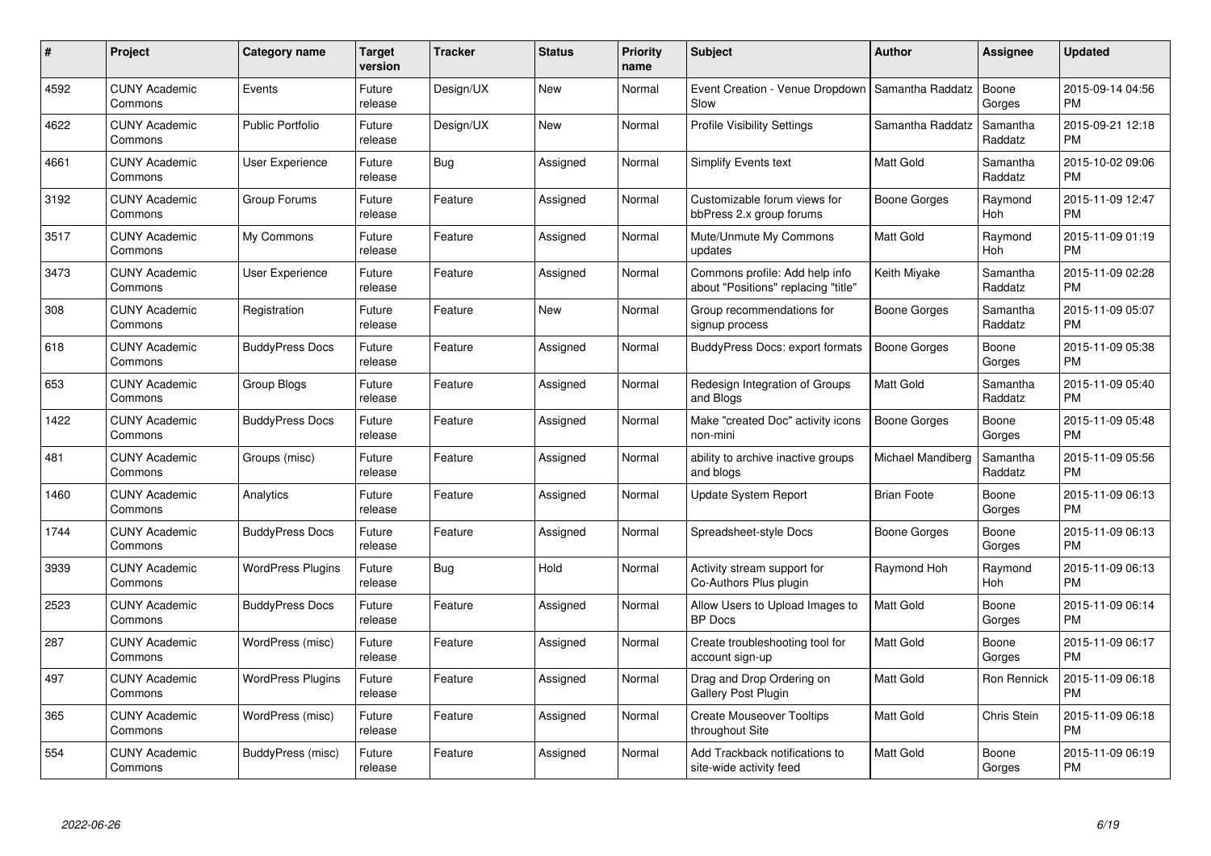| # | Project | Category name | Target version | Tracker | Status | Priority name | Subject | Author | Assignee | Updated |
|---|---|---|---|---|---|---|---|---|---|---|
| 4592 | CUNY Academic Commons | Events | Future release | Design/UX | New | Normal | Event Creation - Venue Dropdown Slow | Samantha Raddatz | Boone Gorges | 2015-09-14 04:56 PM |
| 4622 | CUNY Academic Commons | Public Portfolio | Future release | Design/UX | New | Normal | Profile Visibility Settings | Samantha Raddatz | Samantha Raddatz | 2015-09-21 12:18 PM |
| 4661 | CUNY Academic Commons | User Experience | Future release | Bug | Assigned | Normal | Simplify Events text | Matt Gold | Samantha Raddatz | 2015-10-02 09:06 PM |
| 3192 | CUNY Academic Commons | Group Forums | Future release | Feature | Assigned | Normal | Customizable forum views for bbPress 2.x group forums | Boone Gorges | Raymond Hoh | 2015-11-09 12:47 PM |
| 3517 | CUNY Academic Commons | My Commons | Future release | Feature | Assigned | Normal | Mute/Unmute My Commons updates | Matt Gold | Raymond Hoh | 2015-11-09 01:19 PM |
| 3473 | CUNY Academic Commons | User Experience | Future release | Feature | Assigned | Normal | Commons profile: Add help info about "Positions" replacing "title" | Keith Miyake | Samantha Raddatz | 2015-11-09 02:28 PM |
| 308 | CUNY Academic Commons | Registration | Future release | Feature | New | Normal | Group recommendations for signup process | Boone Gorges | Samantha Raddatz | 2015-11-09 05:07 PM |
| 618 | CUNY Academic Commons | BuddyPress Docs | Future release | Feature | Assigned | Normal | BuddyPress Docs: export formats | Boone Gorges | Boone Gorges | 2015-11-09 05:38 PM |
| 653 | CUNY Academic Commons | Group Blogs | Future release | Feature | Assigned | Normal | Redesign Integration of Groups and Blogs | Matt Gold | Samantha Raddatz | 2015-11-09 05:40 PM |
| 1422 | CUNY Academic Commons | BuddyPress Docs | Future release | Feature | Assigned | Normal | Make "created Doc" activity icons non-mini | Boone Gorges | Boone Gorges | 2015-11-09 05:48 PM |
| 481 | CUNY Academic Commons | Groups (misc) | Future release | Feature | Assigned | Normal | ability to archive inactive groups and blogs | Michael Mandiberg | Samantha Raddatz | 2015-11-09 05:56 PM |
| 1460 | CUNY Academic Commons | Analytics | Future release | Feature | Assigned | Normal | Update System Report | Brian Foote | Boone Gorges | 2015-11-09 06:13 PM |
| 1744 | CUNY Academic Commons | BuddyPress Docs | Future release | Feature | Assigned | Normal | Spreadsheet-style Docs | Boone Gorges | Boone Gorges | 2015-11-09 06:13 PM |
| 3939 | CUNY Academic Commons | WordPress Plugins | Future release | Bug | Hold | Normal | Activity stream support for Co-Authors Plus plugin | Raymond Hoh | Raymond Hoh | 2015-11-09 06:13 PM |
| 2523 | CUNY Academic Commons | BuddyPress Docs | Future release | Feature | Assigned | Normal | Allow Users to Upload Images to BP Docs | Matt Gold | Boone Gorges | 2015-11-09 06:14 PM |
| 287 | CUNY Academic Commons | WordPress (misc) | Future release | Feature | Assigned | Normal | Create troubleshooting tool for account sign-up | Matt Gold | Boone Gorges | 2015-11-09 06:17 PM |
| 497 | CUNY Academic Commons | WordPress Plugins | Future release | Feature | Assigned | Normal | Drag and Drop Ordering on Gallery Post Plugin | Matt Gold | Ron Rennick | 2015-11-09 06:18 PM |
| 365 | CUNY Academic Commons | WordPress (misc) | Future release | Feature | Assigned | Normal | Create Mouseover Tooltips throughout Site | Matt Gold | Chris Stein | 2015-11-09 06:18 PM |
| 554 | CUNY Academic Commons | BuddyPress (misc) | Future release | Feature | Assigned | Normal | Add Trackback notifications to site-wide activity feed | Matt Gold | Boone Gorges | 2015-11-09 06:19 PM |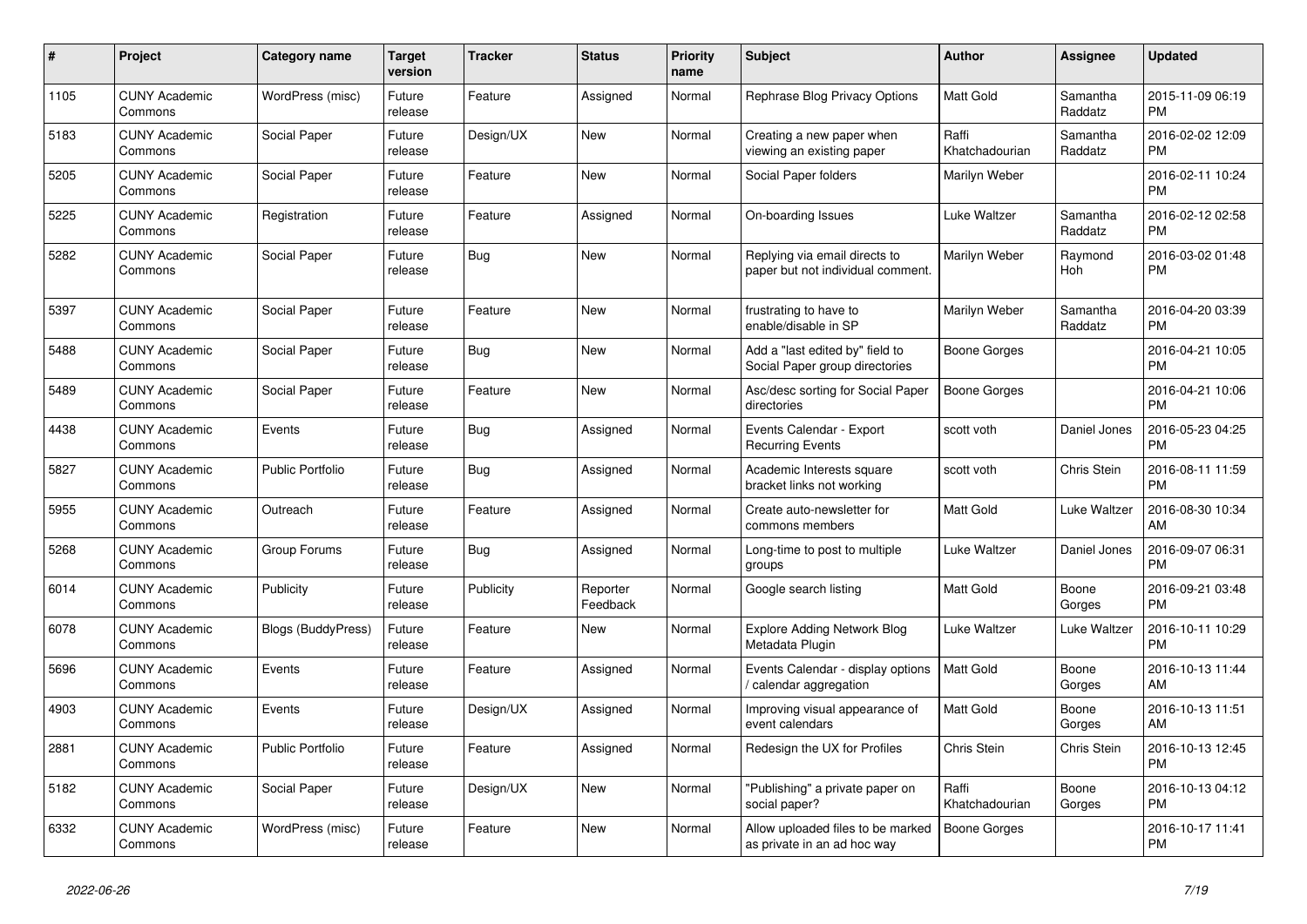| # | Project | Category name | Target version | Tracker | Status | Priority name | Subject | Author | Assignee | Updated |
|---|---|---|---|---|---|---|---|---|---|---|
| 1105 | CUNY Academic Commons | WordPress (misc) | Future release | Feature | Assigned | Normal | Rephrase Blog Privacy Options | Matt Gold | Samantha Raddatz | 2015-11-09 06:19 PM |
| 5183 | CUNY Academic Commons | Social Paper | Future release | Design/UX | New | Normal | Creating a new paper when viewing an existing paper | Raffi Khatchadourian | Samantha Raddatz | 2016-02-02 12:09 PM |
| 5205 | CUNY Academic Commons | Social Paper | Future release | Feature | New | Normal | Social Paper folders | Marilyn Weber | | 2016-02-11 10:24 PM |
| 5225 | CUNY Academic Commons | Registration | Future release | Feature | Assigned | Normal | On-boarding Issues | Luke Waltzer | Samantha Raddatz | 2016-02-12 02:58 PM |
| 5282 | CUNY Academic Commons | Social Paper | Future release | Bug | New | Normal | Replying via email directs to paper but not individual comment. | Marilyn Weber | Raymond Hoh | 2016-03-02 01:48 PM |
| 5397 | CUNY Academic Commons | Social Paper | Future release | Feature | New | Normal | frustrating to have to enable/disable in SP | Marilyn Weber | Samantha Raddatz | 2016-04-20 03:39 PM |
| 5488 | CUNY Academic Commons | Social Paper | Future release | Bug | New | Normal | Add a "last edited by" field to Social Paper group directories | Boone Gorges | | 2016-04-21 10:05 PM |
| 5489 | CUNY Academic Commons | Social Paper | Future release | Feature | New | Normal | Asc/desc sorting for Social Paper directories | Boone Gorges | | 2016-04-21 10:06 PM |
| 4438 | CUNY Academic Commons | Events | Future release | Bug | Assigned | Normal | Events Calendar - Export Recurring Events | scott voth | Daniel Jones | 2016-05-23 04:25 PM |
| 5827 | CUNY Academic Commons | Public Portfolio | Future release | Bug | Assigned | Normal | Academic Interests square bracket links not working | scott voth | Chris Stein | 2016-08-11 11:59 PM |
| 5955 | CUNY Academic Commons | Outreach | Future release | Feature | Assigned | Normal | Create auto-newsletter for commons members | Matt Gold | Luke Waltzer | 2016-08-30 10:34 AM |
| 5268 | CUNY Academic Commons | Group Forums | Future release | Bug | Assigned | Normal | Long-time to post to multiple groups | Luke Waltzer | Daniel Jones | 2016-09-07 06:31 PM |
| 6014 | CUNY Academic Commons | Publicity | Future release | Publicity | Reporter Feedback | Normal | Google search listing | Matt Gold | Boone Gorges | 2016-09-21 03:48 PM |
| 6078 | CUNY Academic Commons | Blogs (BuddyPress) | Future release | Feature | New | Normal | Explore Adding Network Blog Metadata Plugin | Luke Waltzer | Luke Waltzer | 2016-10-11 10:29 PM |
| 5696 | CUNY Academic Commons | Events | Future release | Feature | Assigned | Normal | Events Calendar - display options / calendar aggregation | Matt Gold | Boone Gorges | 2016-10-13 11:44 AM |
| 4903 | CUNY Academic Commons | Events | Future release | Design/UX | Assigned | Normal | Improving visual appearance of event calendars | Matt Gold | Boone Gorges | 2016-10-13 11:51 AM |
| 2881 | CUNY Academic Commons | Public Portfolio | Future release | Feature | Assigned | Normal | Redesign the UX for Profiles | Chris Stein | Chris Stein | 2016-10-13 12:45 PM |
| 5182 | CUNY Academic Commons | Social Paper | Future release | Design/UX | New | Normal | "Publishing" a private paper on social paper? | Raffi Khatchadourian | Boone Gorges | 2016-10-13 04:12 PM |
| 6332 | CUNY Academic Commons | WordPress (misc) | Future release | Feature | New | Normal | Allow uploaded files to be marked as private in an ad hoc way | Boone Gorges | | 2016-10-17 11:41 PM |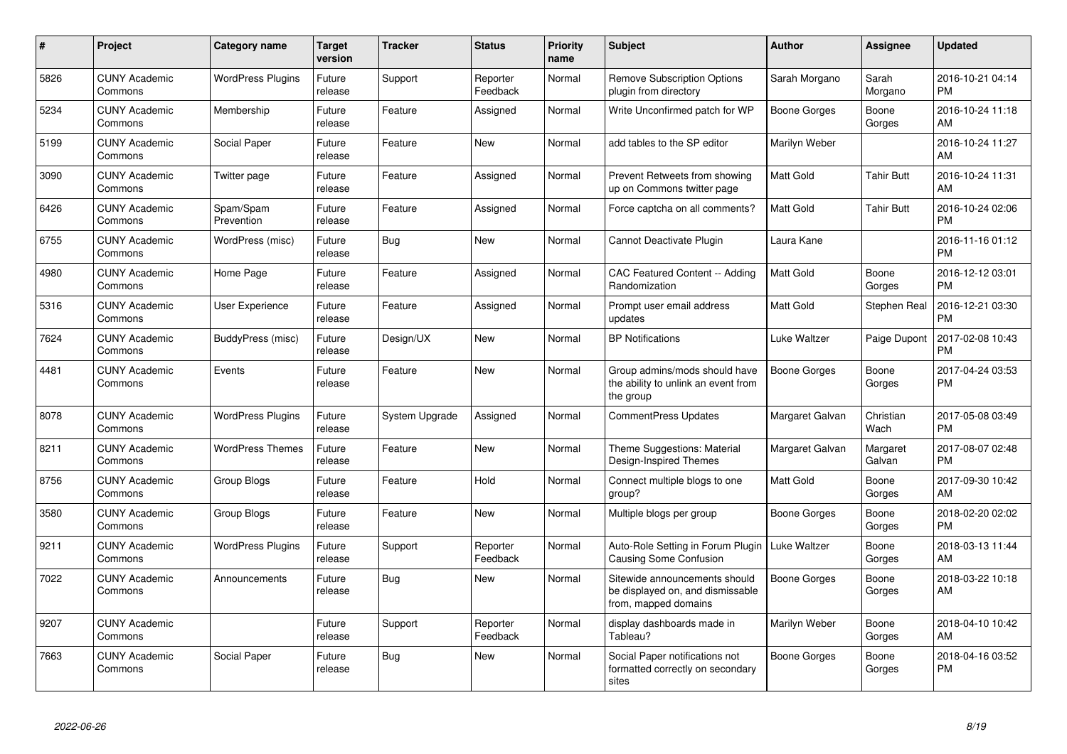| # | Project | Category name | Target version | Tracker | Status | Priority name | Subject | Author | Assignee | Updated |
|---|---|---|---|---|---|---|---|---|---|---|
| 5826 | CUNY Academic Commons | WordPress Plugins | Future release | Support | Reporter Feedback | Normal | Remove Subscription Options plugin from directory | Sarah Morgano | Sarah Morgano | 2016-10-21 04:14 PM |
| 5234 | CUNY Academic Commons | Membership | Future release | Feature | Assigned | Normal | Write Unconfirmed patch for WP | Boone Gorges | Boone Gorges | 2016-10-24 11:18 AM |
| 5199 | CUNY Academic Commons | Social Paper | Future release | Feature | New | Normal | add tables to the SP editor | Marilyn Weber | | 2016-10-24 11:27 AM |
| 3090 | CUNY Academic Commons | Twitter page | Future release | Feature | Assigned | Normal | Prevent Retweets from showing up on Commons twitter page | Matt Gold | Tahir Butt | 2016-10-24 11:31 AM |
| 6426 | CUNY Academic Commons | Spam/Spam Prevention | Future release | Feature | Assigned | Normal | Force captcha on all comments? | Matt Gold | Tahir Butt | 2016-10-24 02:06 PM |
| 6755 | CUNY Academic Commons | WordPress (misc) | Future release | Bug | New | Normal | Cannot Deactivate Plugin | Laura Kane | | 2016-11-16 01:12 PM |
| 4980 | CUNY Academic Commons | Home Page | Future release | Feature | Assigned | Normal | CAC Featured Content -- Adding Randomization | Matt Gold | Boone Gorges | 2016-12-12 03:01 PM |
| 5316 | CUNY Academic Commons | User Experience | Future release | Feature | Assigned | Normal | Prompt user email address updates | Matt Gold | Stephen Real | 2016-12-21 03:30 PM |
| 7624 | CUNY Academic Commons | BuddyPress (misc) | Future release | Design/UX | New | Normal | BP Notifications | Luke Waltzer | Paige Dupont | 2017-02-08 10:43 PM |
| 4481 | CUNY Academic Commons | Events | Future release | Feature | New | Normal | Group admins/mods should have the ability to unlink an event from the group | Boone Gorges | Boone Gorges | 2017-04-24 03:53 PM |
| 8078 | CUNY Academic Commons | WordPress Plugins | Future release | System Upgrade | Assigned | Normal | CommentPress Updates | Margaret Galvan | Christian Wach | 2017-05-08 03:49 PM |
| 8211 | CUNY Academic Commons | WordPress Themes | Future release | Feature | New | Normal | Theme Suggestions: Material Design-Inspired Themes | Margaret Galvan | Margaret Galvan | 2017-08-07 02:48 PM |
| 8756 | CUNY Academic Commons | Group Blogs | Future release | Feature | Hold | Normal | Connect multiple blogs to one group? | Matt Gold | Boone Gorges | 2017-09-30 10:42 AM |
| 3580 | CUNY Academic Commons | Group Blogs | Future release | Feature | New | Normal | Multiple blogs per group | Boone Gorges | Boone Gorges | 2018-02-20 02:02 PM |
| 9211 | CUNY Academic Commons | WordPress Plugins | Future release | Support | Reporter Feedback | Normal | Auto-Role Setting in Forum Plugin Causing Some Confusion | Luke Waltzer | Boone Gorges | 2018-03-13 11:44 AM |
| 7022 | CUNY Academic Commons | Announcements | Future release | Bug | New | Normal | Sitewide announcements should be displayed on, and dismissable from, mapped domains | Boone Gorges | Boone Gorges | 2018-03-22 10:18 AM |
| 9207 | CUNY Academic Commons | | Future release | Support | Reporter Feedback | Normal | display dashboards made in Tableau? | Marilyn Weber | Boone Gorges | 2018-04-10 10:42 AM |
| 7663 | CUNY Academic Commons | Social Paper | Future release | Bug | New | Normal | Social Paper notifications not formatted correctly on secondary sites | Boone Gorges | Boone Gorges | 2018-04-16 03:52 PM |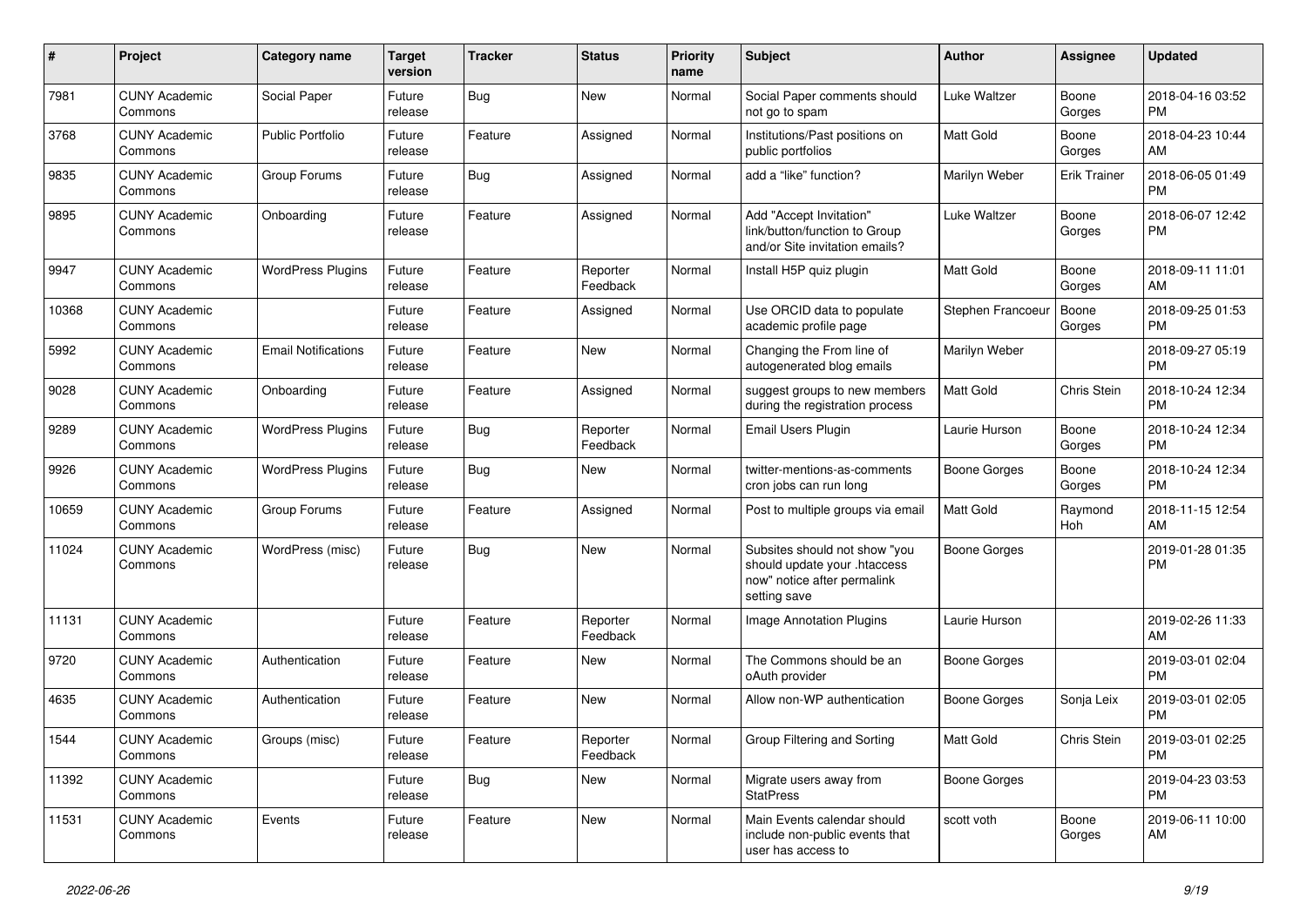| # | Project | Category name | Target version | Tracker | Status | Priority name | Subject | Author | Assignee | Updated |
|---|---|---|---|---|---|---|---|---|---|---|
| 7981 | CUNY Academic Commons | Social Paper | Future release | Bug | New | Normal | Social Paper comments should not go to spam | Luke Waltzer | Boone Gorges | 2018-04-16 03:52 PM |
| 3768 | CUNY Academic Commons | Public Portfolio | Future release | Feature | Assigned | Normal | Institutions/Past positions on public portfolios | Matt Gold | Boone Gorges | 2018-04-23 10:44 AM |
| 9835 | CUNY Academic Commons | Group Forums | Future release | Bug | Assigned | Normal | add a "like" function? | Marilyn Weber | Erik Trainer | 2018-06-05 01:49 PM |
| 9895 | CUNY Academic Commons | Onboarding | Future release | Feature | Assigned | Normal | Add "Accept Invitation" link/button/function to Group and/or Site invitation emails? | Luke Waltzer | Boone Gorges | 2018-06-07 12:42 PM |
| 9947 | CUNY Academic Commons | WordPress Plugins | Future release | Feature | Reporter Feedback | Normal | Install H5P quiz plugin | Matt Gold | Boone Gorges | 2018-09-11 11:01 AM |
| 10368 | CUNY Academic Commons | | Future release | Feature | Assigned | Normal | Use ORCID data to populate academic profile page | Stephen Francoeur | Boone Gorges | 2018-09-25 01:53 PM |
| 5992 | CUNY Academic Commons | Email Notifications | Future release | Feature | New | Normal | Changing the From line of autogenerated blog emails | Marilyn Weber | | 2018-09-27 05:19 PM |
| 9028 | CUNY Academic Commons | Onboarding | Future release | Feature | Assigned | Normal | suggest groups to new members during the registration process | Matt Gold | Chris Stein | 2018-10-24 12:34 PM |
| 9289 | CUNY Academic Commons | WordPress Plugins | Future release | Bug | Reporter Feedback | Normal | Email Users Plugin | Laurie Hurson | Boone Gorges | 2018-10-24 12:34 PM |
| 9926 | CUNY Academic Commons | WordPress Plugins | Future release | Bug | New | Normal | twitter-mentions-as-comments cron jobs can run long | Boone Gorges | Boone Gorges | 2018-10-24 12:34 PM |
| 10659 | CUNY Academic Commons | Group Forums | Future release | Feature | Assigned | Normal | Post to multiple groups via email | Matt Gold | Raymond Hoh | 2018-11-15 12:54 AM |
| 11024 | CUNY Academic Commons | WordPress (misc) | Future release | Bug | New | Normal | Subsites should not show "you should update your .htaccess now" notice after permalink setting save | Boone Gorges | | 2019-01-28 01:35 PM |
| 11131 | CUNY Academic Commons | | Future release | Feature | Reporter Feedback | Normal | Image Annotation Plugins | Laurie Hurson | | 2019-02-26 11:33 AM |
| 9720 | CUNY Academic Commons | Authentication | Future release | Feature | New | Normal | The Commons should be an oAuth provider | Boone Gorges | | 2019-03-01 02:04 PM |
| 4635 | CUNY Academic Commons | Authentication | Future release | Feature | New | Normal | Allow non-WP authentication | Boone Gorges | Sonja Leix | 2019-03-01 02:05 PM |
| 1544 | CUNY Academic Commons | Groups (misc) | Future release | Feature | Reporter Feedback | Normal | Group Filtering and Sorting | Matt Gold | Chris Stein | 2019-03-01 02:25 PM |
| 11392 | CUNY Academic Commons | | Future release | Bug | New | Normal | Migrate users away from StatPress | Boone Gorges | | 2019-04-23 03:53 PM |
| 11531 | CUNY Academic Commons | Events | Future release | Feature | New | Normal | Main Events calendar should include non-public events that user has access to | scott voth | Boone Gorges | 2019-06-11 10:00 AM |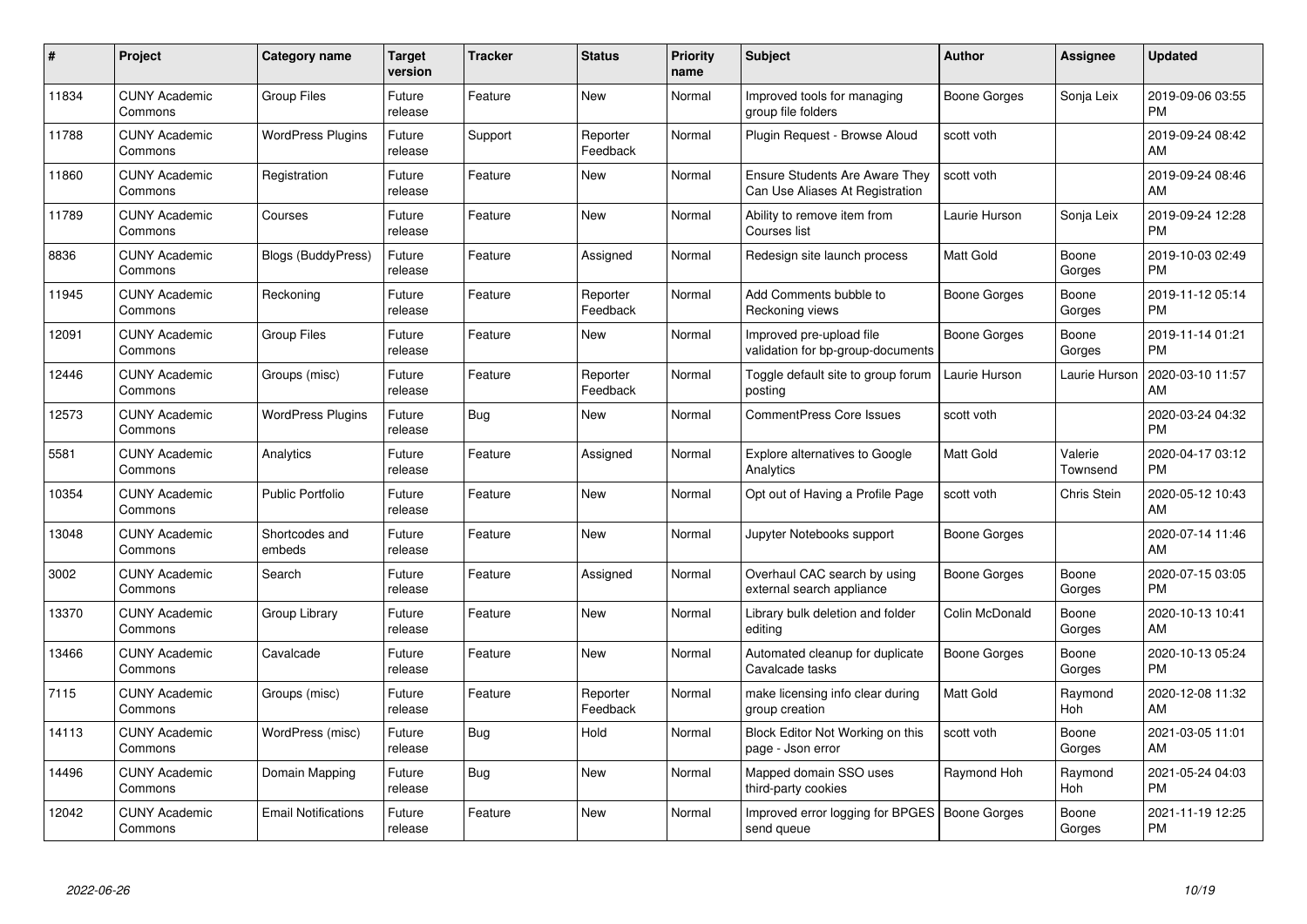| # | Project | Category name | Target version | Tracker | Status | Priority name | Subject | Author | Assignee | Updated |
|---|---|---|---|---|---|---|---|---|---|---|
| 11834 | CUNY Academic Commons | Group Files | Future release | Feature | New | Normal | Improved tools for managing group file folders | Boone Gorges | Sonja Leix | 2019-09-06 03:55 PM |
| 11788 | CUNY Academic Commons | WordPress Plugins | Future release | Support | Reporter Feedback | Normal | Plugin Request - Browse Aloud | scott voth | | 2019-09-24 08:42 AM |
| 11860 | CUNY Academic Commons | Registration | Future release | Feature | New | Normal | Ensure Students Are Aware They Can Use Aliases At Registration | scott voth | | 2019-09-24 08:46 AM |
| 11789 | CUNY Academic Commons | Courses | Future release | Feature | New | Normal | Ability to remove item from Courses list | Laurie Hurson | Sonja Leix | 2019-09-24 12:28 PM |
| 8836 | CUNY Academic Commons | Blogs (BuddyPress) | Future release | Feature | Assigned | Normal | Redesign site launch process | Matt Gold | Boone Gorges | 2019-10-03 02:49 PM |
| 11945 | CUNY Academic Commons | Reckoning | Future release | Feature | Reporter Feedback | Normal | Add Comments bubble to Reckoning views | Boone Gorges | Boone Gorges | 2019-11-12 05:14 PM |
| 12091 | CUNY Academic Commons | Group Files | Future release | Feature | New | Normal | Improved pre-upload file validation for bp-group-documents | Boone Gorges | Boone Gorges | 2019-11-14 01:21 PM |
| 12446 | CUNY Academic Commons | Groups (misc) | Future release | Feature | Reporter Feedback | Normal | Toggle default site to group forum posting | Laurie Hurson | Laurie Hurson | 2020-03-10 11:57 AM |
| 12573 | CUNY Academic Commons | WordPress Plugins | Future release | Bug | New | Normal | CommentPress Core Issues | scott voth | | 2020-03-24 04:32 PM |
| 5581 | CUNY Academic Commons | Analytics | Future release | Feature | Assigned | Normal | Explore alternatives to Google Analytics | Matt Gold | Valerie Townsend | 2020-04-17 03:12 PM |
| 10354 | CUNY Academic Commons | Public Portfolio | Future release | Feature | New | Normal | Opt out of Having a Profile Page | scott voth | Chris Stein | 2020-05-12 10:43 AM |
| 13048 | CUNY Academic Commons | Shortcodes and embeds | Future release | Feature | New | Normal | Jupyter Notebooks support | Boone Gorges | | 2020-07-14 11:46 AM |
| 3002 | CUNY Academic Commons | Search | Future release | Feature | Assigned | Normal | Overhaul CAC search by using external search appliance | Boone Gorges | Boone Gorges | 2020-07-15 03:05 PM |
| 13370 | CUNY Academic Commons | Group Library | Future release | Feature | New | Normal | Library bulk deletion and folder editing | Colin McDonald | Boone Gorges | 2020-10-13 10:41 AM |
| 13466 | CUNY Academic Commons | Cavalcade | Future release | Feature | New | Normal | Automated cleanup for duplicate Cavalcade tasks | Boone Gorges | Boone Gorges | 2020-10-13 05:24 PM |
| 7115 | CUNY Academic Commons | Groups (misc) | Future release | Feature | Reporter Feedback | Normal | make licensing info clear during group creation | Matt Gold | Raymond Hoh | 2020-12-08 11:32 AM |
| 14113 | CUNY Academic Commons | WordPress (misc) | Future release | Bug | Hold | Normal | Block Editor Not Working on this page - Json error | scott voth | Boone Gorges | 2021-03-05 11:01 AM |
| 14496 | CUNY Academic Commons | Domain Mapping | Future release | Bug | New | Normal | Mapped domain SSO uses third-party cookies | Raymond Hoh | Raymond Hoh | 2021-05-24 04:03 PM |
| 12042 | CUNY Academic Commons | Email Notifications | Future release | Feature | New | Normal | Improved error logging for BPGES send queue | Boone Gorges | Boone Gorges | 2021-11-19 12:25 PM |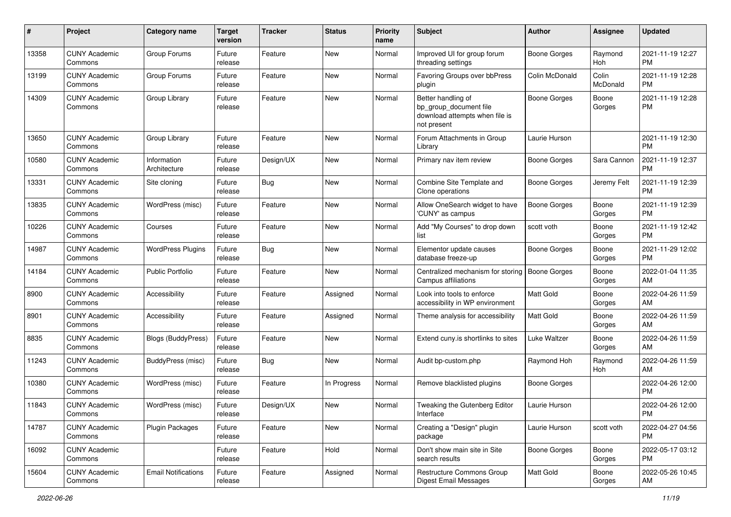| # | Project | Category name | Target version | Tracker | Status | Priority name | Subject | Author | Assignee | Updated |
|---|---|---|---|---|---|---|---|---|---|---|
| 13358 | CUNY Academic Commons | Group Forums | Future release | Feature | New | Normal | Improved UI for group forum threading settings | Boone Gorges | Raymond Hoh | 2021-11-19 12:27 PM |
| 13199 | CUNY Academic Commons | Group Forums | Future release | Feature | New | Normal | Favoring Groups over bbPress plugin | Colin McDonald | Colin McDonald | 2021-11-19 12:28 PM |
| 14309 | CUNY Academic Commons | Group Library | Future release | Feature | New | Normal | Better handling of bp_group_document file download attempts when file is not present | Boone Gorges | Boone Gorges | 2021-11-19 12:28 PM |
| 13650 | CUNY Academic Commons | Group Library | Future release | Feature | New | Normal | Forum Attachments in Group Library | Laurie Hurson | | 2021-11-19 12:30 PM |
| 10580 | CUNY Academic Commons | Information Architecture | Future release | Design/UX | New | Normal | Primary nav item review | Boone Gorges | Sara Cannon | 2021-11-19 12:37 PM |
| 13331 | CUNY Academic Commons | Site cloning | Future release | Bug | New | Normal | Combine Site Template and Clone operations | Boone Gorges | Jeremy Felt | 2021-11-19 12:39 PM |
| 13835 | CUNY Academic Commons | WordPress (misc) | Future release | Feature | New | Normal | Allow OneSearch widget to have 'CUNY' as campus | Boone Gorges | Boone Gorges | 2021-11-19 12:39 PM |
| 10226 | CUNY Academic Commons | Courses | Future release | Feature | New | Normal | Add "My Courses" to drop down list | scott voth | Boone Gorges | 2021-11-19 12:42 PM |
| 14987 | CUNY Academic Commons | WordPress Plugins | Future release | Bug | New | Normal | Elementor update causes database freeze-up | Boone Gorges | Boone Gorges | 2021-11-29 12:02 PM |
| 14184 | CUNY Academic Commons | Public Portfolio | Future release | Feature | New | Normal | Centralized mechanism for storing Campus affiliations | Boone Gorges | Boone Gorges | 2022-01-04 11:35 AM |
| 8900 | CUNY Academic Commons | Accessibility | Future release | Feature | Assigned | Normal | Look into tools to enforce accessibility in WP environment | Matt Gold | Boone Gorges | 2022-04-26 11:59 AM |
| 8901 | CUNY Academic Commons | Accessibility | Future release | Feature | Assigned | Normal | Theme analysis for accessibility | Matt Gold | Boone Gorges | 2022-04-26 11:59 AM |
| 8835 | CUNY Academic Commons | Blogs (BuddyPress) | Future release | Feature | New | Normal | Extend cuny.is shortlinks to sites | Luke Waltzer | Boone Gorges | 2022-04-26 11:59 AM |
| 11243 | CUNY Academic Commons | BuddyPress (misc) | Future release | Bug | New | Normal | Audit bp-custom.php | Raymond Hoh | Raymond Hoh | 2022-04-26 11:59 AM |
| 10380 | CUNY Academic Commons | WordPress (misc) | Future release | Feature | In Progress | Normal | Remove blacklisted plugins | Boone Gorges | | 2022-04-26 12:00 PM |
| 11843 | CUNY Academic Commons | WordPress (misc) | Future release | Design/UX | New | Normal | Tweaking the Gutenberg Editor Interface | Laurie Hurson | | 2022-04-26 12:00 PM |
| 14787 | CUNY Academic Commons | Plugin Packages | Future release | Feature | New | Normal | Creating a "Design" plugin package | Laurie Hurson | scott voth | 2022-04-27 04:56 PM |
| 16092 | CUNY Academic Commons | | Future release | Feature | Hold | Normal | Don't show main site in Site search results | Boone Gorges | Boone Gorges | 2022-05-17 03:12 PM |
| 15604 | CUNY Academic Commons | Email Notifications | Future release | Feature | Assigned | Normal | Restructure Commons Group Digest Email Messages | Matt Gold | Boone Gorges | 2022-05-26 10:45 AM |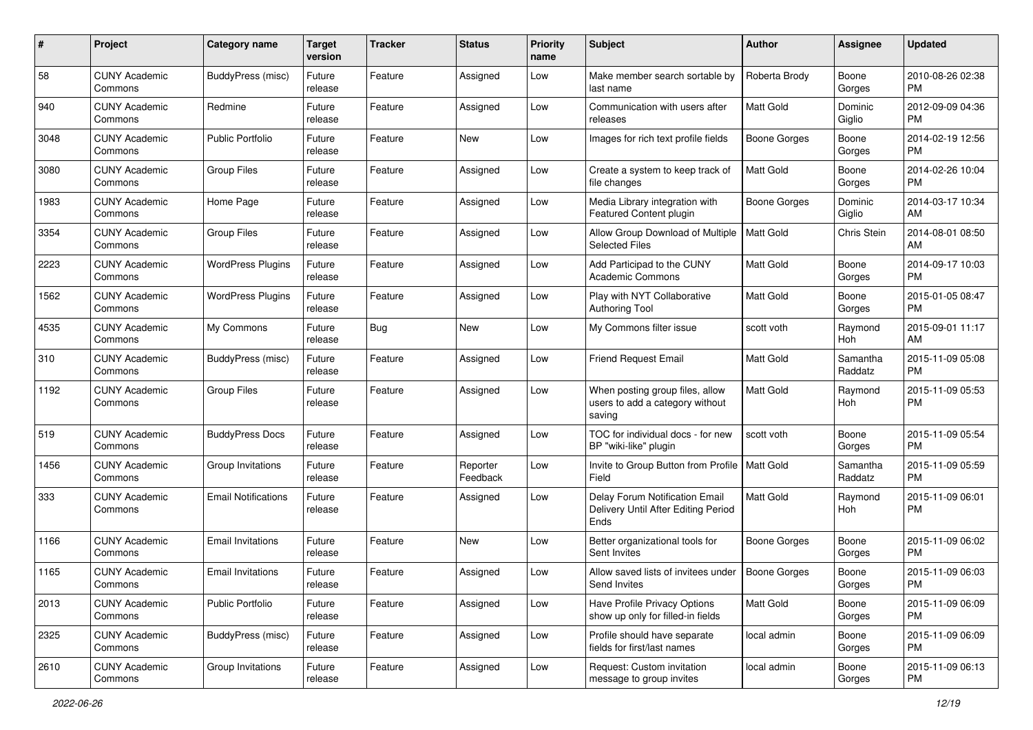| # | Project | Category name | Target version | Tracker | Status | Priority name | Subject | Author | Assignee | Updated |
|---|---|---|---|---|---|---|---|---|---|---|
| 58 | CUNY Academic Commons | BuddyPress (misc) | Future release | Feature | Assigned | Low | Make member search sortable by last name | Roberta Brody | Boone Gorges | 2010-08-26 02:38 PM |
| 940 | CUNY Academic Commons | Redmine | Future release | Feature | Assigned | Low | Communication with users after releases | Matt Gold | Dominic Giglio | 2012-09-09 04:36 PM |
| 3048 | CUNY Academic Commons | Public Portfolio | Future release | Feature | New | Low | Images for rich text profile fields | Boone Gorges | Boone Gorges | 2014-02-19 12:56 PM |
| 3080 | CUNY Academic Commons | Group Files | Future release | Feature | Assigned | Low | Create a system to keep track of file changes | Matt Gold | Boone Gorges | 2014-02-26 10:04 PM |
| 1983 | CUNY Academic Commons | Home Page | Future release | Feature | Assigned | Low | Media Library integration with Featured Content plugin | Boone Gorges | Dominic Giglio | 2014-03-17 10:34 AM |
| 3354 | CUNY Academic Commons | Group Files | Future release | Feature | Assigned | Low | Allow Group Download of Multiple Selected Files | Matt Gold | Chris Stein | 2014-08-01 08:50 AM |
| 2223 | CUNY Academic Commons | WordPress Plugins | Future release | Feature | Assigned | Low | Add Participad to the CUNY Academic Commons | Matt Gold | Boone Gorges | 2014-09-17 10:03 PM |
| 1562 | CUNY Academic Commons | WordPress Plugins | Future release | Feature | Assigned | Low | Play with NYT Collaborative Authoring Tool | Matt Gold | Boone Gorges | 2015-01-05 08:47 PM |
| 4535 | CUNY Academic Commons | My Commons | Future release | Bug | New | Low | My Commons filter issue | scott voth | Raymond Hoh | 2015-09-01 11:17 AM |
| 310 | CUNY Academic Commons | BuddyPress (misc) | Future release | Feature | Assigned | Low | Friend Request Email | Matt Gold | Samantha Raddatz | 2015-11-09 05:08 PM |
| 1192 | CUNY Academic Commons | Group Files | Future release | Feature | Assigned | Low | When posting group files, allow users to add a category without saving | Matt Gold | Raymond Hoh | 2015-11-09 05:53 PM |
| 519 | CUNY Academic Commons | BuddyPress Docs | Future release | Feature | Assigned | Low | TOC for individual docs - for new BP "wiki-like" plugin | scott voth | Boone Gorges | 2015-11-09 05:54 PM |
| 1456 | CUNY Academic Commons | Group Invitations | Future release | Feature | Reporter Feedback | Low | Invite to Group Button from Profile Field | Matt Gold | Samantha Raddatz | 2015-11-09 05:59 PM |
| 333 | CUNY Academic Commons | Email Notifications | Future release | Feature | Assigned | Low | Delay Forum Notification Email Delivery Until After Editing Period Ends | Matt Gold | Raymond Hoh | 2015-11-09 06:01 PM |
| 1166 | CUNY Academic Commons | Email Invitations | Future release | Feature | New | Low | Better organizational tools for Sent Invites | Boone Gorges | Boone Gorges | 2015-11-09 06:02 PM |
| 1165 | CUNY Academic Commons | Email Invitations | Future release | Feature | Assigned | Low | Allow saved lists of invitees under Send Invites | Boone Gorges | Boone Gorges | 2015-11-09 06:03 PM |
| 2013 | CUNY Academic Commons | Public Portfolio | Future release | Feature | Assigned | Low | Have Profile Privacy Options show up only for filled-in fields | Matt Gold | Boone Gorges | 2015-11-09 06:09 PM |
| 2325 | CUNY Academic Commons | BuddyPress (misc) | Future release | Feature | Assigned | Low | Profile should have separate fields for first/last names | local admin | Boone Gorges | 2015-11-09 06:09 PM |
| 2610 | CUNY Academic Commons | Group Invitations | Future release | Feature | Assigned | Low | Request: Custom invitation message to group invites | local admin | Boone Gorges | 2015-11-09 06:13 PM |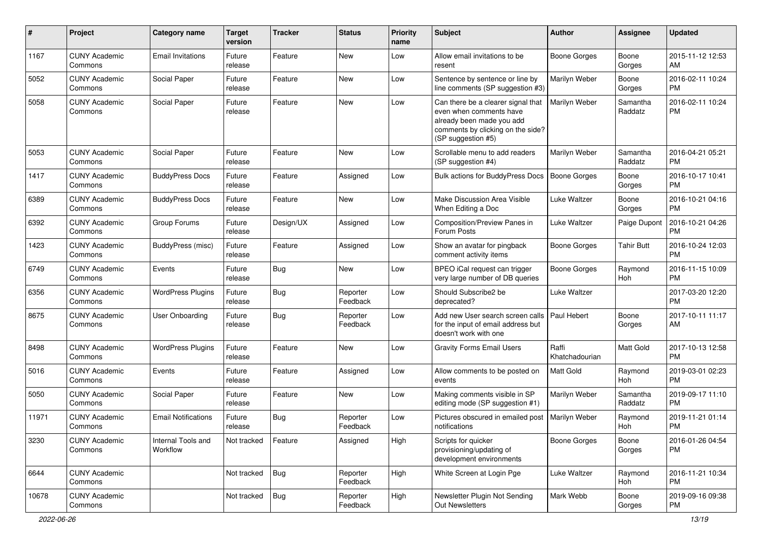| # | Project | Category name | Target version | Tracker | Status | Priority name | Subject | Author | Assignee | Updated |
|---|---|---|---|---|---|---|---|---|---|---|
| 1167 | CUNY Academic Commons | Email Invitations | Future release | Feature | New | Low | Allow email invitations to be resent | Boone Gorges | Boone Gorges | 2015-11-12 12:53 AM |
| 5052 | CUNY Academic Commons | Social Paper | Future release | Feature | New | Low | Sentence by sentence or line by line comments (SP suggestion #3) | Marilyn Weber | Boone Gorges | 2016-02-11 10:24 PM |
| 5058 | CUNY Academic Commons | Social Paper | Future release | Feature | New | Low | Can there be a clearer signal that even when comments have already been made you add comments by clicking on the side? (SP suggestion #5) | Marilyn Weber | Samantha Raddatz | 2016-02-11 10:24 PM |
| 5053 | CUNY Academic Commons | Social Paper | Future release | Feature | New | Low | Scrollable menu to add readers (SP suggestion #4) | Marilyn Weber | Samantha Raddatz | 2016-04-21 05:21 PM |
| 1417 | CUNY Academic Commons | BuddyPress Docs | Future release | Feature | Assigned | Low | Bulk actions for BuddyPress Docs | Boone Gorges | Boone Gorges | 2016-10-17 10:41 PM |
| 6389 | CUNY Academic Commons | BuddyPress Docs | Future release | Feature | New | Low | Make Discussion Area Visible When Editing a Doc | Luke Waltzer | Boone Gorges | 2016-10-21 04:16 PM |
| 6392 | CUNY Academic Commons | Group Forums | Future release | Design/UX | Assigned | Low | Composition/Preview Panes in Forum Posts | Luke Waltzer | Paige Dupont | 2016-10-21 04:26 PM |
| 1423 | CUNY Academic Commons | BuddyPress (misc) | Future release | Feature | Assigned | Low | Show an avatar for pingback comment activity items | Boone Gorges | Tahir Butt | 2016-10-24 12:03 PM |
| 6749 | CUNY Academic Commons | Events | Future release | Bug | New | Low | BPEO iCal request can trigger very large number of DB queries | Boone Gorges | Raymond Hoh | 2016-11-15 10:09 PM |
| 6356 | CUNY Academic Commons | WordPress Plugins | Future release | Bug | Reporter Feedback | Low | Should Subscribe2 be deprecated? | Luke Waltzer | | 2017-03-20 12:20 PM |
| 8675 | CUNY Academic Commons | User Onboarding | Future release | Bug | Reporter Feedback | Low | Add new User search screen calls for the input of email address but doesn't work with one | Paul Hebert | Boone Gorges | 2017-10-11 11:17 AM |
| 8498 | CUNY Academic Commons | WordPress Plugins | Future release | Feature | New | Low | Gravity Forms Email Users | Raffi Khatchadourian | Matt Gold | 2017-10-13 12:58 PM |
| 5016 | CUNY Academic Commons | Events | Future release | Feature | Assigned | Low | Allow comments to be posted on events | Matt Gold | Raymond Hoh | 2019-03-01 02:23 PM |
| 5050 | CUNY Academic Commons | Social Paper | Future release | Feature | New | Low | Making comments visible in SP editing mode (SP suggestion #1) | Marilyn Weber | Samantha Raddatz | 2019-09-17 11:10 PM |
| 11971 | CUNY Academic Commons | Email Notifications | Future release | Bug | Reporter Feedback | Low | Pictures obscured in emailed post notifications | Marilyn Weber | Raymond Hoh | 2019-11-21 01:14 PM |
| 3230 | CUNY Academic Commons | Internal Tools and Workflow | Not tracked | Feature | Assigned | High | Scripts for quicker provisioning/updating of development environments | Boone Gorges | Boone Gorges | 2016-01-26 04:54 PM |
| 6644 | CUNY Academic Commons | | Not tracked | Bug | Reporter Feedback | High | White Screen at Login Pge | Luke Waltzer | Raymond Hoh | 2016-11-21 10:34 PM |
| 10678 | CUNY Academic Commons | | Not tracked | Bug | Reporter Feedback | High | Newsletter Plugin Not Sending Out Newsletters | Mark Webb | Boone Gorges | 2019-09-16 09:38 PM |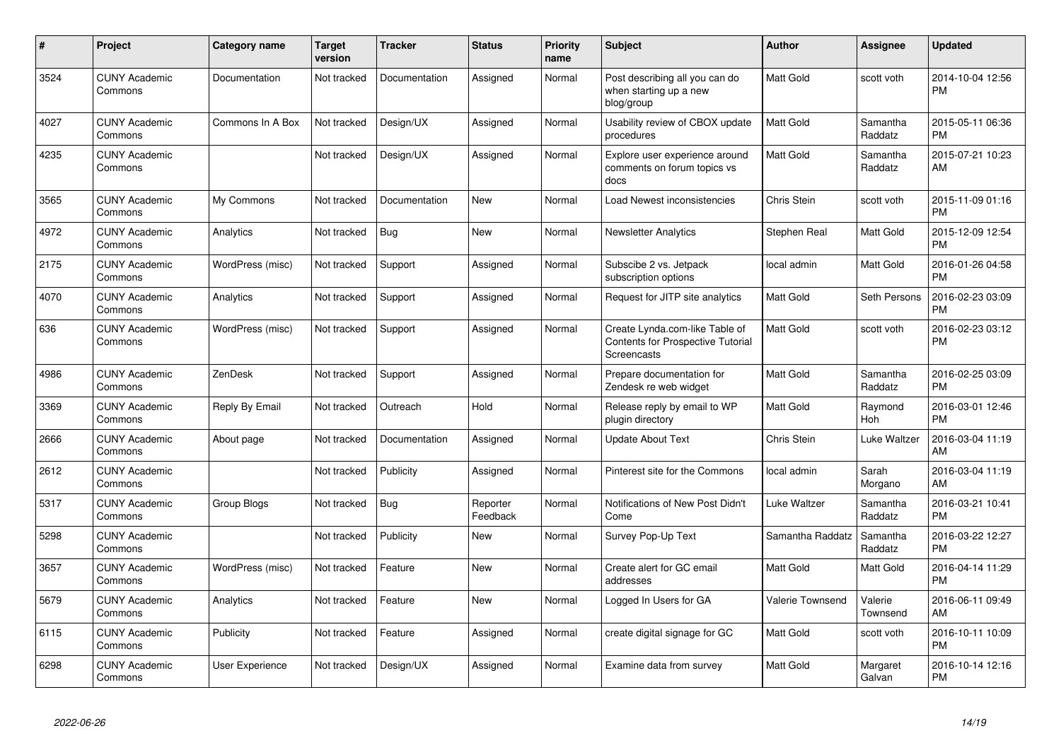| # | Project | Category name | Target version | Tracker | Status | Priority name | Subject | Author | Assignee | Updated |
|---|---|---|---|---|---|---|---|---|---|---|
| 3524 | CUNY Academic Commons | Documentation | Not tracked | Documentation | Assigned | Normal | Post describing all you can do when starting up a new blog/group | Matt Gold | scott voth | 2014-10-04 12:56 PM |
| 4027 | CUNY Academic Commons | Commons In A Box | Not tracked | Design/UX | Assigned | Normal | Usability review of CBOX update procedures | Matt Gold | Samantha Raddatz | 2015-05-11 06:36 PM |
| 4235 | CUNY Academic Commons | | Not tracked | Design/UX | Assigned | Normal | Explore user experience around comments on forum topics vs docs | Matt Gold | Samantha Raddatz | 2015-07-21 10:23 AM |
| 3565 | CUNY Academic Commons | My Commons | Not tracked | Documentation | New | Normal | Load Newest inconsistencies | Chris Stein | scott voth | 2015-11-09 01:16 PM |
| 4972 | CUNY Academic Commons | Analytics | Not tracked | Bug | New | Normal | Newsletter Analytics | Stephen Real | Matt Gold | 2015-12-09 12:54 PM |
| 2175 | CUNY Academic Commons | WordPress (misc) | Not tracked | Support | Assigned | Normal | Subscibe 2 vs. Jetpack subscription options | local admin | Matt Gold | 2016-01-26 04:58 PM |
| 4070 | CUNY Academic Commons | Analytics | Not tracked | Support | Assigned | Normal | Request for JITP site analytics | Matt Gold | Seth Persons | 2016-02-23 03:09 PM |
| 636 | CUNY Academic Commons | WordPress (misc) | Not tracked | Support | Assigned | Normal | Create Lynda.com-like Table of Contents for Prospective Tutorial Screencasts | Matt Gold | scott voth | 2016-02-23 03:12 PM |
| 4986 | CUNY Academic Commons | ZenDesk | Not tracked | Support | Assigned | Normal | Prepare documentation for Zendesk re web widget | Matt Gold | Samantha Raddatz | 2016-02-25 03:09 PM |
| 3369 | CUNY Academic Commons | Reply By Email | Not tracked | Outreach | Hold | Normal | Release reply by email to WP plugin directory | Matt Gold | Raymond Hoh | 2016-03-01 12:46 PM |
| 2666 | CUNY Academic Commons | About page | Not tracked | Documentation | Assigned | Normal | Update About Text | Chris Stein | Luke Waltzer | 2016-03-04 11:19 AM |
| 2612 | CUNY Academic Commons | | Not tracked | Publicity | Assigned | Normal | Pinterest site for the Commons | local admin | Sarah Morgano | 2016-03-04 11:19 AM |
| 5317 | CUNY Academic Commons | Group Blogs | Not tracked | Bug | Reporter Feedback | Normal | Notifications of New Post Didn't Come | Luke Waltzer | Samantha Raddatz | 2016-03-21 10:41 PM |
| 5298 | CUNY Academic Commons | | Not tracked | Publicity | New | Normal | Survey Pop-Up Text | Samantha Raddatz | Samantha Raddatz | 2016-03-22 12:27 PM |
| 3657 | CUNY Academic Commons | WordPress (misc) | Not tracked | Feature | New | Normal | Create alert for GC email addresses | Matt Gold | Matt Gold | 2016-04-14 11:29 PM |
| 5679 | CUNY Academic Commons | Analytics | Not tracked | Feature | New | Normal | Logged In Users for GA | Valerie Townsend | Valerie Townsend | 2016-06-11 09:49 AM |
| 6115 | CUNY Academic Commons | Publicity | Not tracked | Feature | Assigned | Normal | create digital signage for GC | Matt Gold | scott voth | 2016-10-11 10:09 PM |
| 6298 | CUNY Academic Commons | User Experience | Not tracked | Design/UX | Assigned | Normal | Examine data from survey | Matt Gold | Margaret Galvan | 2016-10-14 12:16 PM |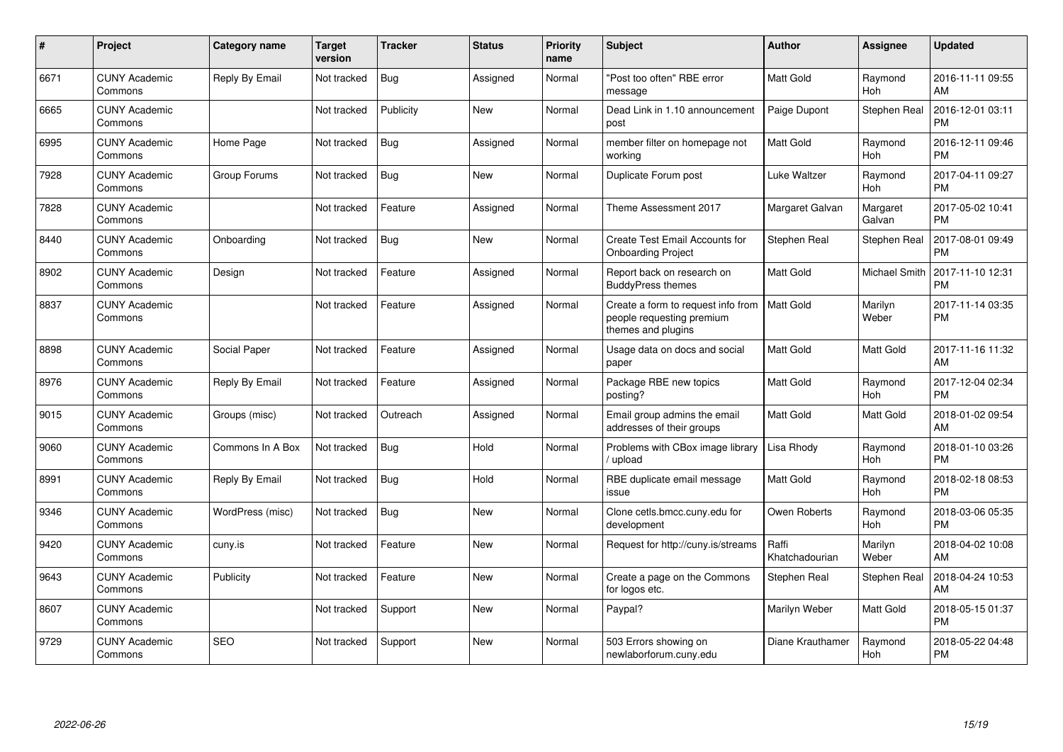| # | Project | Category name | Target version | Tracker | Status | Priority name | Subject | Author | Assignee | Updated |
|---|---|---|---|---|---|---|---|---|---|---|
| 6671 | CUNY Academic Commons | Reply By Email | Not tracked | Bug | Assigned | Normal | "Post too often" RBE error message | Matt Gold | Raymond Hoh | 2016-11-11 09:55 AM |
| 6665 | CUNY Academic Commons | | Not tracked | Publicity | New | Normal | Dead Link in 1.10 announcement post | Paige Dupont | Stephen Real | 2016-12-01 03:11 PM |
| 6995 | CUNY Academic Commons | Home Page | Not tracked | Bug | Assigned | Normal | member filter on homepage not working | Matt Gold | Raymond Hoh | 2016-12-11 09:46 PM |
| 7928 | CUNY Academic Commons | Group Forums | Not tracked | Bug | New | Normal | Duplicate Forum post | Luke Waltzer | Raymond Hoh | 2017-04-11 09:27 PM |
| 7828 | CUNY Academic Commons | | Not tracked | Feature | Assigned | Normal | Theme Assessment 2017 | Margaret Galvan | Margaret Galvan | 2017-05-02 10:41 PM |
| 8440 | CUNY Academic Commons | Onboarding | Not tracked | Bug | New | Normal | Create Test Email Accounts for Onboarding Project | Stephen Real | Stephen Real | 2017-08-01 09:49 PM |
| 8902 | CUNY Academic Commons | Design | Not tracked | Feature | Assigned | Normal | Report back on research on BuddyPress themes | Matt Gold | Michael Smith | 2017-11-10 12:31 PM |
| 8837 | CUNY Academic Commons | | Not tracked | Feature | Assigned | Normal | Create a form to request info from people requesting premium themes and plugins | Matt Gold | Marilyn Weber | 2017-11-14 03:35 PM |
| 8898 | CUNY Academic Commons | Social Paper | Not tracked | Feature | Assigned | Normal | Usage data on docs and social paper | Matt Gold | Matt Gold | 2017-11-16 11:32 AM |
| 8976 | CUNY Academic Commons | Reply By Email | Not tracked | Feature | Assigned | Normal | Package RBE new topics posting? | Matt Gold | Raymond Hoh | 2017-12-04 02:34 PM |
| 9015 | CUNY Academic Commons | Groups (misc) | Not tracked | Outreach | Assigned | Normal | Email group admins the email addresses of their groups | Matt Gold | Matt Gold | 2018-01-02 09:54 AM |
| 9060 | CUNY Academic Commons | Commons In A Box | Not tracked | Bug | Hold | Normal | Problems with CBox image library / upload | Lisa Rhody | Raymond Hoh | 2018-01-10 03:26 PM |
| 8991 | CUNY Academic Commons | Reply By Email | Not tracked | Bug | Hold | Normal | RBE duplicate email message issue | Matt Gold | Raymond Hoh | 2018-02-18 08:53 PM |
| 9346 | CUNY Academic Commons | WordPress (misc) | Not tracked | Bug | New | Normal | Clone cetls.bmcc.cuny.edu for development | Owen Roberts | Raymond Hoh | 2018-03-06 05:35 PM |
| 9420 | CUNY Academic Commons | cuny.is | Not tracked | Feature | New | Normal | Request for http://cuny.is/streams | Raffi Khatchadourian | Marilyn Weber | 2018-04-02 10:08 AM |
| 9643 | CUNY Academic Commons | Publicity | Not tracked | Feature | New | Normal | Create a page on the Commons for logos etc. | Stephen Real | Stephen Real | 2018-04-24 10:53 AM |
| 8607 | CUNY Academic Commons | | Not tracked | Support | New | Normal | Paypal? | Marilyn Weber | Matt Gold | 2018-05-15 01:37 PM |
| 9729 | CUNY Academic Commons | SEO | Not tracked | Support | New | Normal | 503 Errors showing on newlaborforum.cuny.edu | Diane Krauthamer | Raymond Hoh | 2018-05-22 04:48 PM |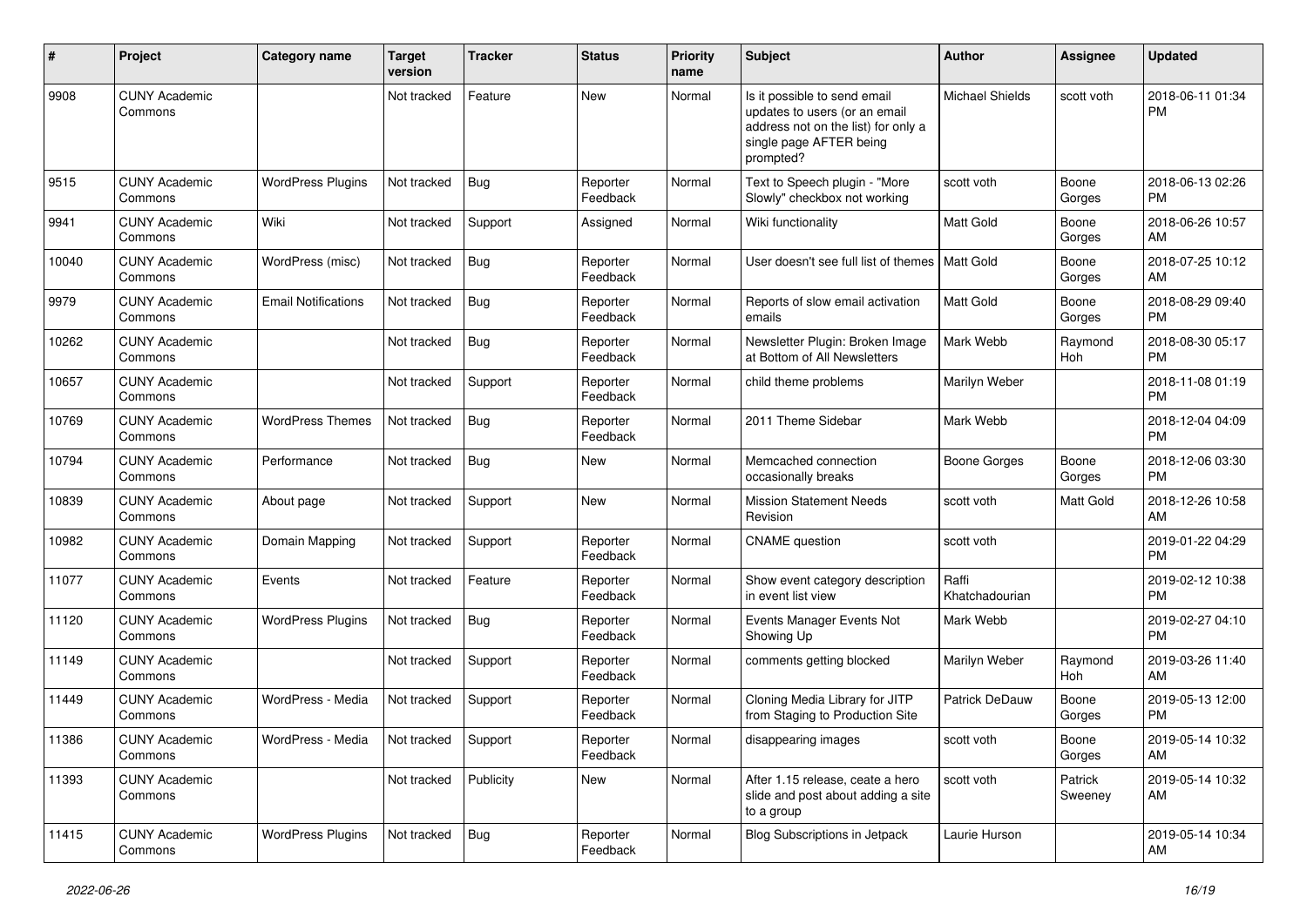| # | Project | Category name | Target version | Tracker | Status | Priority name | Subject | Author | Assignee | Updated |
|---|---|---|---|---|---|---|---|---|---|---|
| 9908 | CUNY Academic Commons | | Not tracked | Feature | New | Normal | Is it possible to send email updates to users (or an email address not on the list) for only a single page AFTER being prompted? | Michael Shields | scott voth | 2018-06-11 01:34 PM |
| 9515 | CUNY Academic Commons | WordPress Plugins | Not tracked | Bug | Reporter Feedback | Normal | Text to Speech plugin - "More Slowly" checkbox not working | scott voth | Boone Gorges | 2018-06-13 02:26 PM |
| 9941 | CUNY Academic Commons | Wiki | Not tracked | Support | Assigned | Normal | Wiki functionality | Matt Gold | Boone Gorges | 2018-06-26 10:57 AM |
| 10040 | CUNY Academic Commons | WordPress (misc) | Not tracked | Bug | Reporter Feedback | Normal | User doesn't see full list of themes | Matt Gold | Boone Gorges | 2018-07-25 10:12 AM |
| 9979 | CUNY Academic Commons | Email Notifications | Not tracked | Bug | Reporter Feedback | Normal | Reports of slow email activation emails | Matt Gold | Boone Gorges | 2018-08-29 09:40 PM |
| 10262 | CUNY Academic Commons | | Not tracked | Bug | Reporter Feedback | Normal | Newsletter Plugin: Broken Image at Bottom of All Newsletters | Mark Webb | Raymond Hoh | 2018-08-30 05:17 PM |
| 10657 | CUNY Academic Commons | | Not tracked | Support | Reporter Feedback | Normal | child theme problems | Marilyn Weber | | 2018-11-08 01:19 PM |
| 10769 | CUNY Academic Commons | WordPress Themes | Not tracked | Bug | Reporter Feedback | Normal | 2011 Theme Sidebar | Mark Webb | | 2018-12-04 04:09 PM |
| 10794 | CUNY Academic Commons | Performance | Not tracked | Bug | New | Normal | Memcached connection occasionally breaks | Boone Gorges | Boone Gorges | 2018-12-06 03:30 PM |
| 10839 | CUNY Academic Commons | About page | Not tracked | Support | New | Normal | Mission Statement Needs Revision | scott voth | Matt Gold | 2018-12-26 10:58 AM |
| 10982 | CUNY Academic Commons | Domain Mapping | Not tracked | Support | Reporter Feedback | Normal | CNAME question | scott voth | | 2019-01-22 04:29 PM |
| 11077 | CUNY Academic Commons | Events | Not tracked | Feature | Reporter Feedback | Normal | Show event category description in event list view | Raffi Khatchadourian | | 2019-02-12 10:38 PM |
| 11120 | CUNY Academic Commons | WordPress Plugins | Not tracked | Bug | Reporter Feedback | Normal | Events Manager Events Not Showing Up | Mark Webb | | 2019-02-27 04:10 PM |
| 11149 | CUNY Academic Commons | | Not tracked | Support | Reporter Feedback | Normal | comments getting blocked | Marilyn Weber | Raymond Hoh | 2019-03-26 11:40 AM |
| 11449 | CUNY Academic Commons | WordPress - Media | Not tracked | Support | Reporter Feedback | Normal | Cloning Media Library for JITP from Staging to Production Site | Patrick DeDauw | Boone Gorges | 2019-05-13 12:00 PM |
| 11386 | CUNY Academic Commons | WordPress - Media | Not tracked | Support | Reporter Feedback | Normal | disappearing images | scott voth | Boone Gorges | 2019-05-14 10:32 AM |
| 11393 | CUNY Academic Commons | | Not tracked | Publicity | New | Normal | After 1.15 release, ceate a hero slide and post about adding a site to a group | scott voth | Patrick Sweeney | 2019-05-14 10:32 AM |
| 11415 | CUNY Academic Commons | WordPress Plugins | Not tracked | Bug | Reporter Feedback | Normal | Blog Subscriptions in Jetpack | Laurie Hurson | | 2019-05-14 10:34 AM |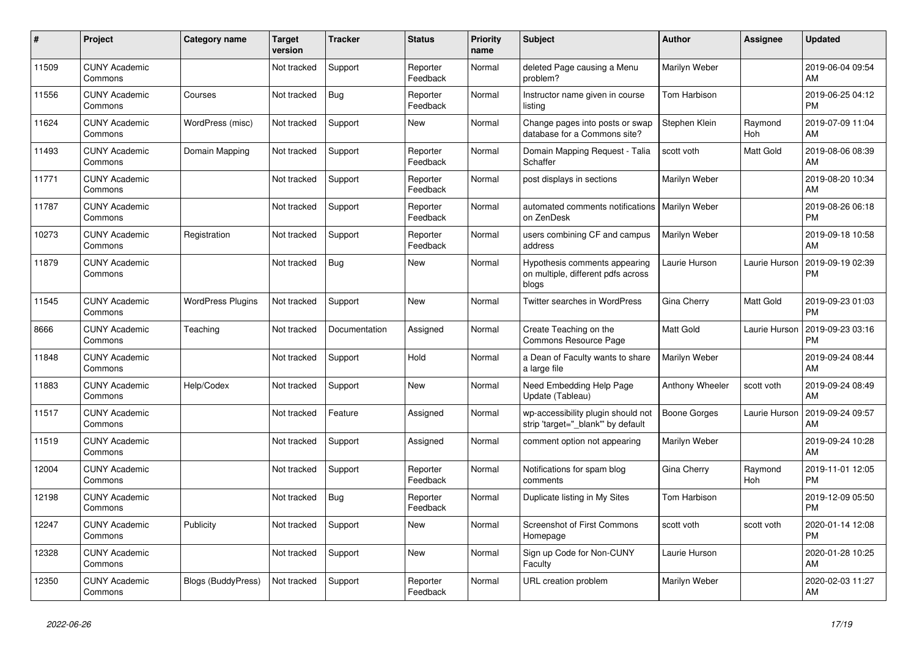| # | Project | Category name | Target version | Tracker | Status | Priority name | Subject | Author | Assignee | Updated |
|---|---|---|---|---|---|---|---|---|---|---|
| 11509 | CUNY Academic Commons | | Not tracked | Support | Reporter Feedback | Normal | deleted Page causing a Menu problem? | Marilyn Weber | | 2019-06-04 09:54 AM |
| 11556 | CUNY Academic Commons | Courses | Not tracked | Bug | Reporter Feedback | Normal | Instructor name given in course listing | Tom Harbison | | 2019-06-25 04:12 PM |
| 11624 | CUNY Academic Commons | WordPress (misc) | Not tracked | Support | New | Normal | Change pages into posts or swap database for a Commons site? | Stephen Klein | Raymond Hoh | 2019-07-09 11:04 AM |
| 11493 | CUNY Academic Commons | Domain Mapping | Not tracked | Support | Reporter Feedback | Normal | Domain Mapping Request - Talia Schaffer | scott voth | Matt Gold | 2019-08-06 08:39 AM |
| 11771 | CUNY Academic Commons | | Not tracked | Support | Reporter Feedback | Normal | post displays in sections | Marilyn Weber | | 2019-08-20 10:34 AM |
| 11787 | CUNY Academic Commons | | Not tracked | Support | Reporter Feedback | Normal | automated comments notifications on ZenDesk | Marilyn Weber | | 2019-08-26 06:18 PM |
| 10273 | CUNY Academic Commons | Registration | Not tracked | Support | Reporter Feedback | Normal | users combining CF and campus address | Marilyn Weber | | 2019-09-18 10:58 AM |
| 11879 | CUNY Academic Commons | | Not tracked | Bug | New | Normal | Hypothesis comments appearing on multiple, different pdfs across blogs | Laurie Hurson | Laurie Hurson | 2019-09-19 02:39 PM |
| 11545 | CUNY Academic Commons | WordPress Plugins | Not tracked | Support | New | Normal | Twitter searches in WordPress | Gina Cherry | Matt Gold | 2019-09-23 01:03 PM |
| 8666 | CUNY Academic Commons | Teaching | Not tracked | Documentation | Assigned | Normal | Create Teaching on the Commons Resource Page | Matt Gold | Laurie Hurson | 2019-09-23 03:16 PM |
| 11848 | CUNY Academic Commons | | Not tracked | Support | Hold | Normal | a Dean of Faculty wants to share a large file | Marilyn Weber | | 2019-09-24 08:44 AM |
| 11883 | CUNY Academic Commons | Help/Codex | Not tracked | Support | New | Normal | Need Embedding Help Page Update (Tableau) | Anthony Wheeler | scott voth | 2019-09-24 08:49 AM |
| 11517 | CUNY Academic Commons | | Not tracked | Feature | Assigned | Normal | wp-accessibility plugin should not strip 'target="_blank"' by default | Boone Gorges | Laurie Hurson | 2019-09-24 09:57 AM |
| 11519 | CUNY Academic Commons | | Not tracked | Support | Assigned | Normal | comment option not appearing | Marilyn Weber | | 2019-09-24 10:28 AM |
| 12004 | CUNY Academic Commons | | Not tracked | Support | Reporter Feedback | Normal | Notifications for spam blog comments | Gina Cherry | Raymond Hoh | 2019-11-01 12:05 PM |
| 12198 | CUNY Academic Commons | | Not tracked | Bug | Reporter Feedback | Normal | Duplicate listing in My Sites | Tom Harbison | | 2019-12-09 05:50 PM |
| 12247 | CUNY Academic Commons | Publicity | Not tracked | Support | New | Normal | Screenshot of First Commons Homepage | scott voth | scott voth | 2020-01-14 12:08 PM |
| 12328 | CUNY Academic Commons | | Not tracked | Support | New | Normal | Sign up Code for Non-CUNY Faculty | Laurie Hurson | | 2020-01-28 10:25 AM |
| 12350 | CUNY Academic Commons | Blogs (BuddyPress) | Not tracked | Support | Reporter Feedback | Normal | URL creation problem | Marilyn Weber | | 2020-02-03 11:27 AM |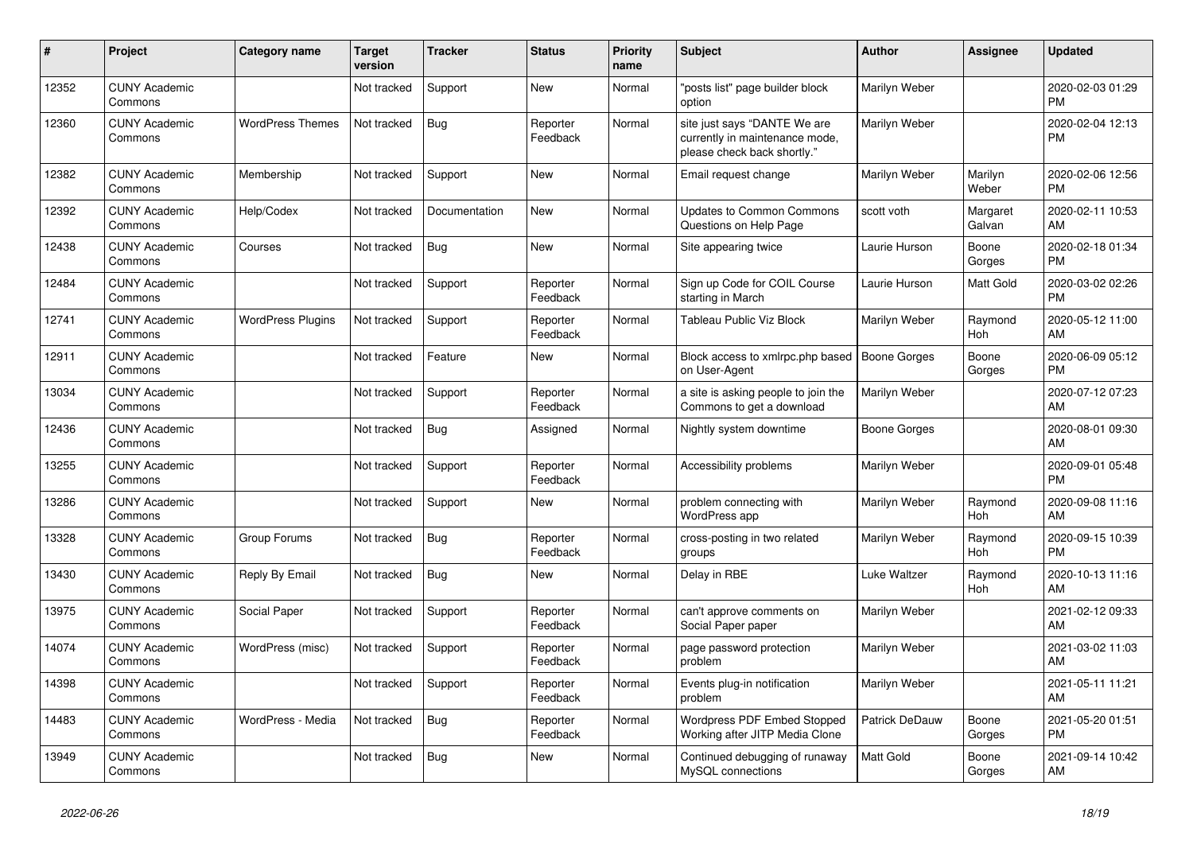| # | Project | Category name | Target version | Tracker | Status | Priority name | Subject | Author | Assignee | Updated |
|---|---|---|---|---|---|---|---|---|---|---|
| 12352 | CUNY Academic Commons | | Not tracked | Support | New | Normal | "posts list" page builder block option | Marilyn Weber | | 2020-02-03 01:29 PM |
| 12360 | CUNY Academic Commons | WordPress Themes | Not tracked | Bug | Reporter Feedback | Normal | site just says "DANTE We are currently in maintenance mode, please check back shortly." | Marilyn Weber | | 2020-02-04 12:13 PM |
| 12382 | CUNY Academic Commons | Membership | Not tracked | Support | New | Normal | Email request change | Marilyn Weber | Marilyn Weber | 2020-02-06 12:56 PM |
| 12392 | CUNY Academic Commons | Help/Codex | Not tracked | Documentation | New | Normal | Updates to Common Commons Questions on Help Page | scott voth | Margaret Galvan | 2020-02-11 10:53 AM |
| 12438 | CUNY Academic Commons | Courses | Not tracked | Bug | New | Normal | Site appearing twice | Laurie Hurson | Boone Gorges | 2020-02-18 01:34 PM |
| 12484 | CUNY Academic Commons | | Not tracked | Support | Reporter Feedback | Normal | Sign up Code for COIL Course starting in March | Laurie Hurson | Matt Gold | 2020-03-02 02:26 PM |
| 12741 | CUNY Academic Commons | WordPress Plugins | Not tracked | Support | Reporter Feedback | Normal | Tableau Public Viz Block | Marilyn Weber | Raymond Hoh | 2020-05-12 11:00 AM |
| 12911 | CUNY Academic Commons | | Not tracked | Feature | New | Normal | Block access to xmlrpc.php based on User-Agent | Boone Gorges | Boone Gorges | 2020-06-09 05:12 PM |
| 13034 | CUNY Academic Commons | | Not tracked | Support | Reporter Feedback | Normal | a site is asking people to join the Commons to get a download | Marilyn Weber | | 2020-07-12 07:23 AM |
| 12436 | CUNY Academic Commons | | Not tracked | Bug | Assigned | Normal | Nightly system downtime | Boone Gorges | | 2020-08-01 09:30 AM |
| 13255 | CUNY Academic Commons | | Not tracked | Support | Reporter Feedback | Normal | Accessibility problems | Marilyn Weber | | 2020-09-01 05:48 PM |
| 13286 | CUNY Academic Commons | | Not tracked | Support | New | Normal | problem connecting with WordPress app | Marilyn Weber | Raymond Hoh | 2020-09-08 11:16 AM |
| 13328 | CUNY Academic Commons | Group Forums | Not tracked | Bug | Reporter Feedback | Normal | cross-posting in two related groups | Marilyn Weber | Raymond Hoh | 2020-09-15 10:39 PM |
| 13430 | CUNY Academic Commons | Reply By Email | Not tracked | Bug | New | Normal | Delay in RBE | Luke Waltzer | Raymond Hoh | 2020-10-13 11:16 AM |
| 13975 | CUNY Academic Commons | Social Paper | Not tracked | Support | Reporter Feedback | Normal | can't approve comments on Social Paper paper | Marilyn Weber | | 2021-02-12 09:33 AM |
| 14074 | CUNY Academic Commons | WordPress (misc) | Not tracked | Support | Reporter Feedback | Normal | page password protection problem | Marilyn Weber | | 2021-03-02 11:03 AM |
| 14398 | CUNY Academic Commons | | Not tracked | Support | Reporter Feedback | Normal | Events plug-in notification problem | Marilyn Weber | | 2021-05-11 11:21 AM |
| 14483 | CUNY Academic Commons | WordPress - Media | Not tracked | Bug | Reporter Feedback | Normal | Wordpress PDF Embed Stopped Working after JITP Media Clone | Patrick DeDauw | Boone Gorges | 2021-05-20 01:51 PM |
| 13949 | CUNY Academic Commons | | Not tracked | Bug | New | Normal | Continued debugging of runaway MySQL connections | Matt Gold | Boone Gorges | 2021-09-14 10:42 AM |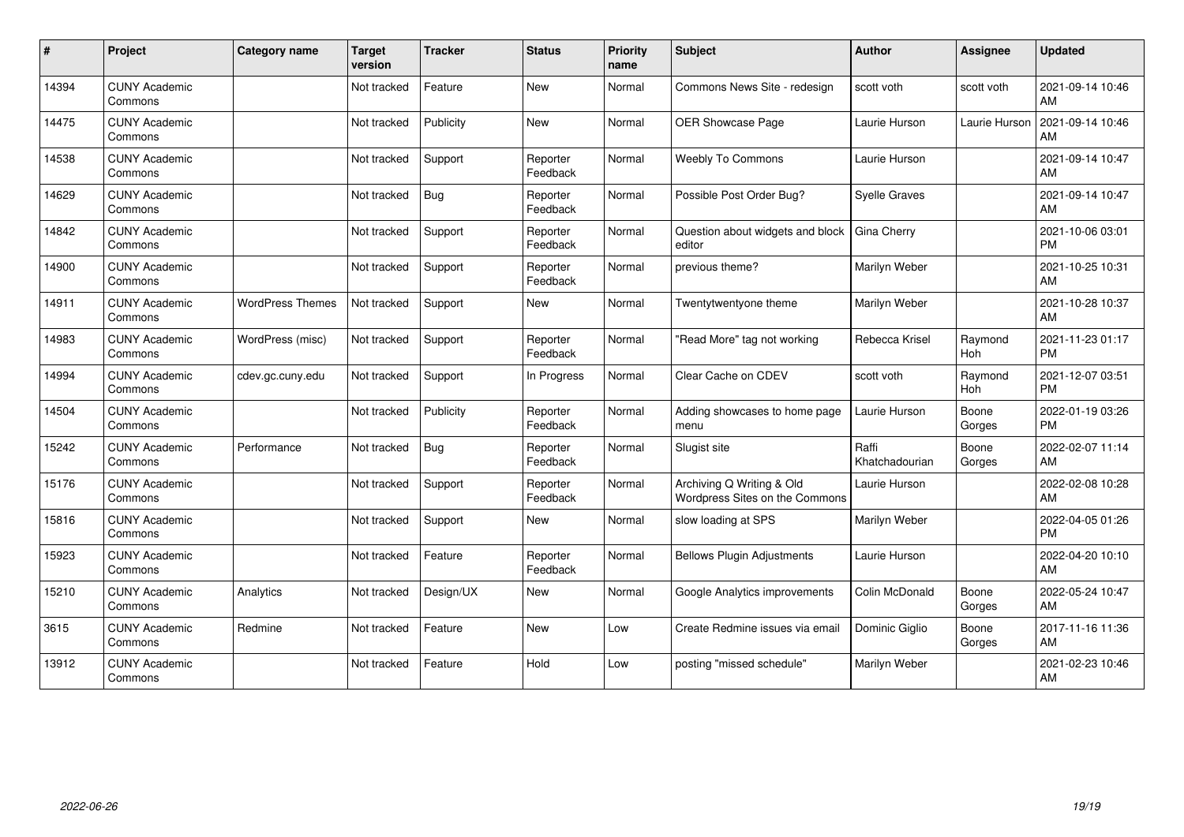| # | Project | Category name | Target version | Tracker | Status | Priority name | Subject | Author | Assignee | Updated |
|---|---|---|---|---|---|---|---|---|---|---|
| 14394 | CUNY Academic Commons | | Not tracked | Feature | New | Normal | Commons News Site - redesign | scott voth | scott voth | 2021-09-14 10:46 AM |
| 14475 | CUNY Academic Commons | | Not tracked | Publicity | New | Normal | OER Showcase Page | Laurie Hurson | Laurie Hurson | 2021-09-14 10:46 AM |
| 14538 | CUNY Academic Commons | | Not tracked | Support | Reporter Feedback | Normal | Weebly To Commons | Laurie Hurson | | 2021-09-14 10:47 AM |
| 14629 | CUNY Academic Commons | | Not tracked | Bug | Reporter Feedback | Normal | Possible Post Order Bug? | Syelle Graves | | 2021-09-14 10:47 AM |
| 14842 | CUNY Academic Commons | | Not tracked | Support | Reporter Feedback | Normal | Question about widgets and block editor | Gina Cherry | | 2021-10-06 03:01 PM |
| 14900 | CUNY Academic Commons | | Not tracked | Support | Reporter Feedback | Normal | previous theme? | Marilyn Weber | | 2021-10-25 10:31 AM |
| 14911 | CUNY Academic Commons | WordPress Themes | Not tracked | Support | New | Normal | Twentytwentyone theme | Marilyn Weber | | 2021-10-28 10:37 AM |
| 14983 | CUNY Academic Commons | WordPress (misc) | Not tracked | Support | Reporter Feedback | Normal | "Read More" tag not working | Rebecca Krisel | Raymond Hoh | 2021-11-23 01:17 PM |
| 14994 | CUNY Academic Commons | cdev.gc.cuny.edu | Not tracked | Support | In Progress | Normal | Clear Cache on CDEV | scott voth | Raymond Hoh | 2021-12-07 03:51 PM |
| 14504 | CUNY Academic Commons | | Not tracked | Publicity | Reporter Feedback | Normal | Adding showcases to home page menu | Laurie Hurson | Boone Gorges | 2022-01-19 03:26 PM |
| 15242 | CUNY Academic Commons | Performance | Not tracked | Bug | Reporter Feedback | Normal | Slugist site | Raffi Khatchadourian | Boone Gorges | 2022-02-07 11:14 AM |
| 15176 | CUNY Academic Commons | | Not tracked | Support | Reporter Feedback | Normal | Archiving Q Writing & Old Wordpress Sites on the Commons | Laurie Hurson | | 2022-02-08 10:28 AM |
| 15816 | CUNY Academic Commons | | Not tracked | Support | New | Normal | slow loading at SPS | Marilyn Weber | | 2022-04-05 01:26 PM |
| 15923 | CUNY Academic Commons | | Not tracked | Feature | Reporter Feedback | Normal | Bellows Plugin Adjustments | Laurie Hurson | | 2022-04-20 10:10 AM |
| 15210 | CUNY Academic Commons | Analytics | Not tracked | Design/UX | New | Normal | Google Analytics improvements | Colin McDonald | Boone Gorges | 2022-05-24 10:47 AM |
| 3615 | CUNY Academic Commons | Redmine | Not tracked | Feature | New | Low | Create Redmine issues via email | Dominic Giglio | Boone Gorges | 2017-11-16 11:36 AM |
| 13912 | CUNY Academic Commons | | Not tracked | Feature | Hold | Low | posting "missed schedule" | Marilyn Weber | | 2021-02-23 10:46 AM |